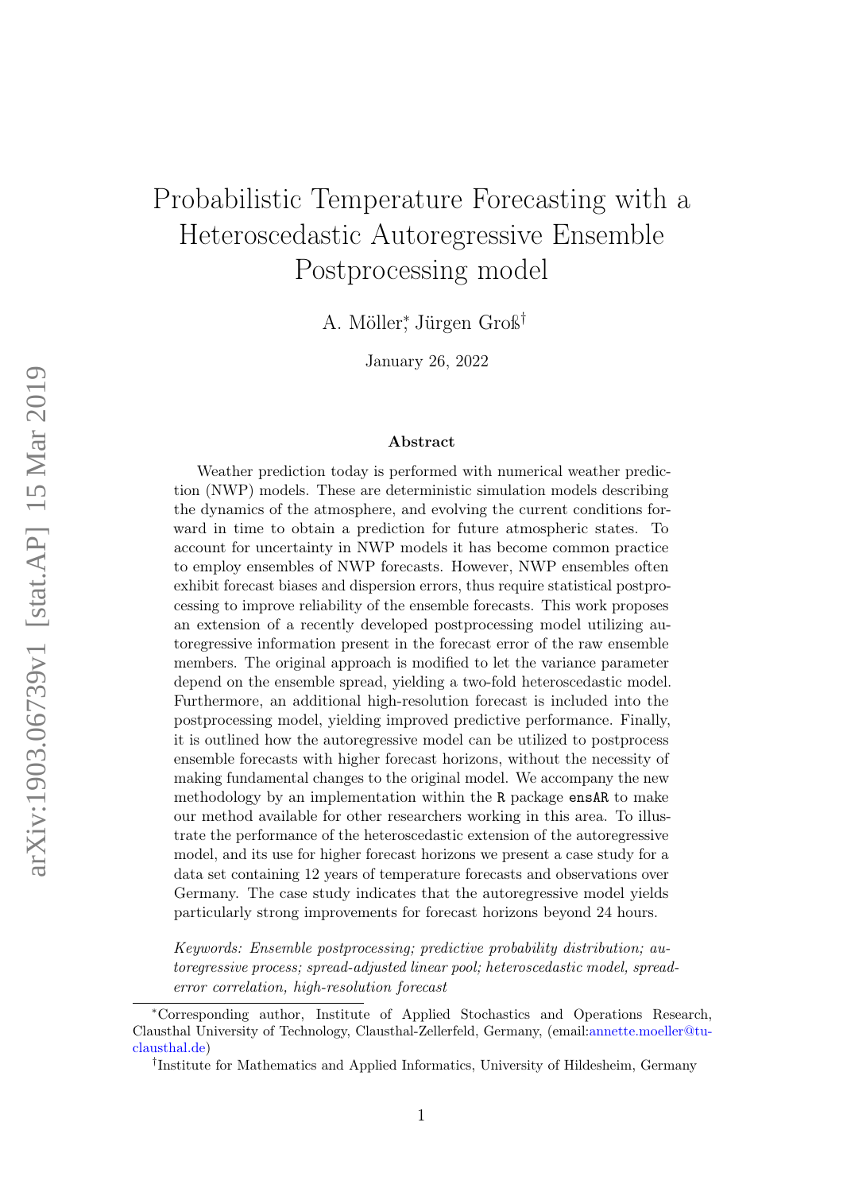# Probabilistic Temperature Forecasting with a Heteroscedastic Autoregressive Ensemble Postprocessing model

A. Möller[*], Jürgen Groß[†]

January 26, 2022

## Abstract

Weather prediction today is performed with numerical weather prediction (NWP) models. These are deterministic simulation models describing the dynamics of the atmosphere, and evolving the current conditions forward in time to obtain a prediction for future atmospheric states. To account for uncertainty in NWP models it has become common practice to employ ensembles of NWP forecasts. However, NWP ensembles often exhibit forecast biases and dispersion errors, thus require statistical postprocessing to improve reliability of the ensemble forecasts. This work proposes an extension of a recently developed postprocessing model utilizing autoregressive information present in the forecast error of the raw ensemble members. The original approach is modified to let the variance parameter depend on the ensemble spread, yielding a two-fold heteroscedastic model. Furthermore, an additional high-resolution forecast is included into the postprocessing model, yielding improved predictive performance. Finally, it is outlined how the autoregressive model can be utilized to postprocess ensemble forecasts with higher forecast horizons, without the necessity of making fundamental changes to the original model. We accompany the new methodology by an implementation within the `R` package `ensAR` to make our method available for other researchers working in this area. To illustrate the performance of the heteroscedastic extension of the autoregressive model, and its use for higher forecast horizons we present a case study for a data set containing 12 years of temperature forecasts and observations over Germany. The case study indicates that the autoregressive model yields particularly strong improvements for forecast horizons beyond 24 hours.

*Keywords: Ensemble postprocessing; predictive probability distribution; autoregressive process; spread-adjusted linear pool; heteroscedastic model, spread-error correlation, high-resolution forecast*

---

[*] Corresponding author, Institute of Applied Stochastics and Operations Research, Clausthal University of Technology, Clausthal-Zellerfeld, Germany, (email:annette.moeller@tu-clausthal.de)

[†] Institute for Mathematics and Applied Informatics, University of Hildesheim, Germany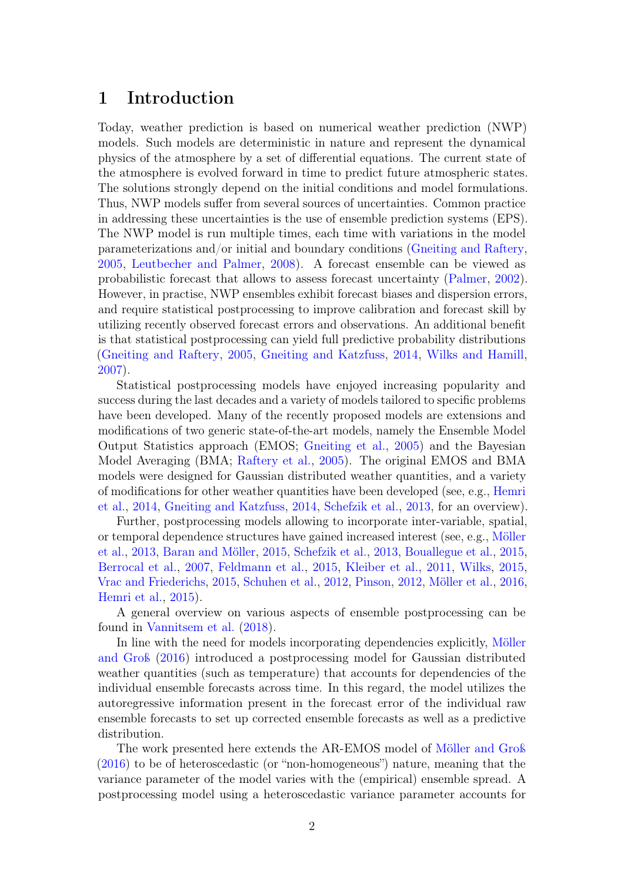# 1 Introduction

Today, weather prediction is based on numerical weather prediction (NWP) models. Such models are deterministic in nature and represent the dynamical physics of the atmosphere by a set of differential equations. The current state of the atmosphere is evolved forward in time to predict future atmospheric states. The solutions strongly depend on the initial conditions and model formulations. Thus, NWP models suffer from several sources of uncertainties. Common practice in addressing these uncertainties is the use of ensemble prediction systems (EPS). The NWP model is run multiple times, each time with variations in the model parameterizations and/or initial and boundary conditions (Gneiting and Raftery, 2005, Leutbecher and Palmer, 2008). A forecast ensemble can be viewed as probabilistic forecast that allows to assess forecast uncertainty (Palmer, 2002). However, in practise, NWP ensembles exhibit forecast biases and dispersion errors, and require statistical postprocessing to improve calibration and forecast skill by utilizing recently observed forecast errors and observations. An additional benefit is that statistical postprocessing can yield full predictive probability distributions (Gneiting and Raftery, 2005, Gneiting and Katzfuss, 2014, Wilks and Hamill, 2007).

Statistical postprocessing models have enjoyed increasing popularity and success during the last decades and a variety of models tailored to specific problems have been developed. Many of the recently proposed models are extensions and modifications of two generic state-of-the-art models, namely the Ensemble Model Output Statistics approach (EMOS; Gneiting et al., 2005) and the Bayesian Model Averaging (BMA; Raftery et al., 2005). The original EMOS and BMA models were designed for Gaussian distributed weather quantities, and a variety of modifications for other weather quantities have been developed (see, e.g., Hemri et al., 2014, Gneiting and Katzfuss, 2014, Schefzik et al., 2013, for an overview).

Further, postprocessing models allowing to incorporate inter-variable, spatial, or temporal dependence structures have gained increased interest (see, e.g., Möller et al., 2013, Baran and Möller, 2015, Schefzik et al., 2013, Bouallegue et al., 2015, Berrocal et al., 2007, Feldmann et al., 2015, Kleiber et al., 2011, Wilks, 2015, Vrac and Friederichs, 2015, Schuhen et al., 2012, Pinson, 2012, Möller et al., 2016, Hemri et al., 2015).

A general overview on various aspects of ensemble postprocessing can be found in Vannitsem et al. (2018).

In line with the need for models incorporating dependencies explicitly, Möller and Groß (2016) introduced a postprocessing model for Gaussian distributed weather quantities (such as temperature) that accounts for dependencies of the individual ensemble forecasts across time. In this regard, the model utilizes the autoregressive information present in the forecast error of the individual raw ensemble forecasts to set up corrected ensemble forecasts as well as a predictive distribution.

The work presented here extends the AR-EMOS model of Möller and Groß (2016) to be of heteroscedastic (or "non-homogeneous") nature, meaning that the variance parameter of the model varies with the (empirical) ensemble spread. A postprocessing model using a heteroscedastic variance parameter accounts for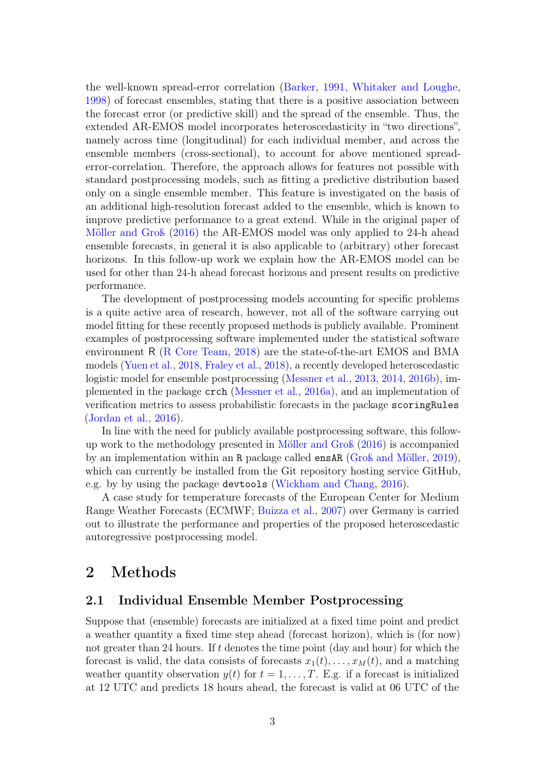the well-known spread-error correlation (Barker, 1991, Whitaker and Loughe, 1998) of forecast ensembles, stating that there is a positive association between the forecast error (or predictive skill) and the spread of the ensemble. Thus, the extended AR-EMOS model incorporates heteroscedasticity in "two directions", namely across time (longitudinal) for each individual member, and across the ensemble members (cross-sectional), to account for above mentioned spread-error-correlation. Therefore, the approach allows for features not possible with standard postprocessing models, such as fitting a predictive distribution based only on a single ensemble member. This feature is investigated on the basis of an additional high-resolution forecast added to the ensemble, which is known to improve predictive performance to a great extend. While in the original paper of Möller and Groß (2016) the AR-EMOS model was only applied to 24-h ahead ensemble forecasts, in general it is also applicable to (arbitrary) other forecast horizons. In this follow-up work we explain how the AR-EMOS model can be used for other than 24-h ahead forecast horizons and present results on predictive performance.

The development of postprocessing models accounting for specific problems is a quite active area of research, however, not all of the software carrying out model fitting for these recently proposed methods is publicly available. Prominent examples of postprocessing software implemented under the statistical software environment R (R Core Team, 2018) are the state-of-the-art EMOS and BMA models (Yuen et al., 2018, Fraley et al., 2018), a recently developed heteroscedastic logistic model for ensemble postprocessing (Messner et al., 2013, 2014, 2016b), implemented in the package `crch` (Messner et al., 2016a), and an implementation of verification metrics to assess probabilistic forecasts in the package `scoringRules` (Jordan et al., 2016).

In line with the need for publicly available postprocessing software, this follow-up work to the methodology presented in Möller and Groß (2016) is accompanied by an implementation within an R package called `ensAR` (Groß and Möller, 2019), which can currently be installed from the Git repository hosting service GitHub, e.g. by by using the package `devtools` (Wickham and Chang, 2016).

A case study for temperature forecasts of the European Center for Medium Range Weather Forecasts (ECMWF; Buizza et al., 2007) over Germany is carried out to illustrate the performance and properties of the proposed heteroscedastic autoregressive postprocessing model.

# 2 Methods

## 2.1 Individual Ensemble Member Postprocessing

Suppose that (ensemble) forecasts are initialized at a fixed time point and predict a weather quantity a fixed time step ahead (forecast horizon), which is (for now) not greater than 24 hours. If $t$ denotes the time point (day and hour) for which the forecast is valid, the data consists of forecasts $x_1(t), \ldots, x_M(t)$, and a matching weather quantity observation $y(t)$ for $t = 1, \ldots, T$. E.g. if a forecast is initialized at 12 UTC and predicts 18 hours ahead, the forecast is valid at 06 UTC of the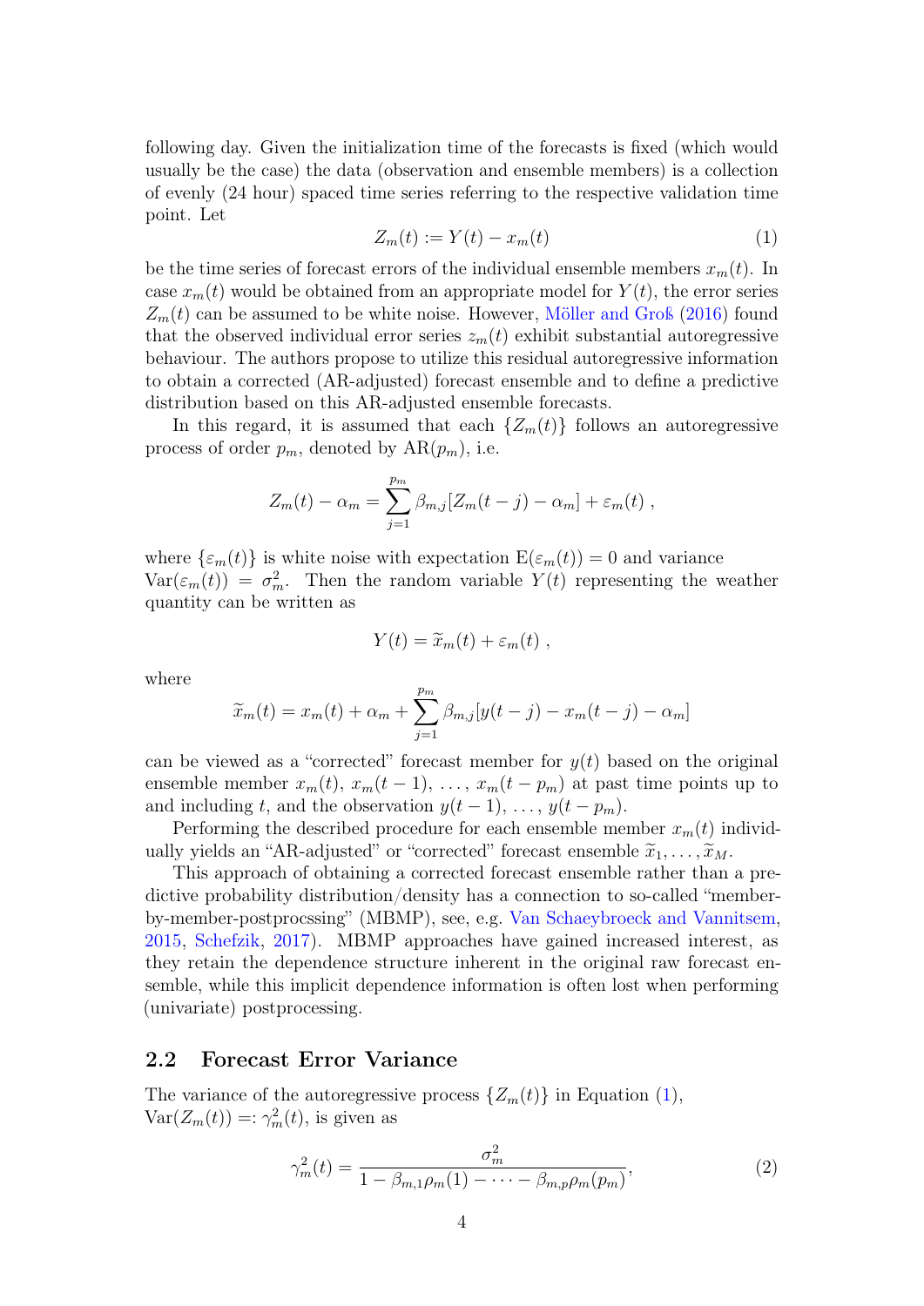following day. Given the initialization time of the forecasts is fixed (which would usually be the case) the data (observation and ensemble members) is a collection of evenly (24 hour) spaced time series referring to the respective validation time point. Let

$$Z_m(t) := Y(t) - x_m(t) \tag{1}$$

be the time series of forecast errors of the individual ensemble members $x_m(t)$. In case $x_m(t)$ would be obtained from an appropriate model for $Y(t)$, the error series $Z_m(t)$ can be assumed to be white noise. However, Möller and Groß (2016) found that the observed individual error series $z_m(t)$ exhibit substantial autoregressive behaviour. The authors propose to utilize this residual autoregressive information to obtain a corrected (AR-adjusted) forecast ensemble and to define a predictive distribution based on this AR-adjusted ensemble forecasts.

In this regard, it is assumed that each $\{Z_m(t)\}$ follows an autoregressive process of order $p_m$, denoted by AR($p_m$), i.e.

$$Z_m(t) - \alpha_m = \sum_{j=1}^{p_m} \beta_{m,j}[Z_m(t-j) - \alpha_m] + \varepsilon_m(t) \, ,$$

where $\{\varepsilon_m(t)\}$ is white noise with expectation $\mathrm{E}(\varepsilon_m(t)) = 0$ and variance $\mathrm{Var}(\varepsilon_m(t)) = \sigma_m^2$. Then the random variable $Y(t)$ representing the weather quantity can be written as

$$Y(t) = \widetilde{x}_m(t) + \varepsilon_m(t) \, ,$$

where

$$\widetilde{x}_m(t) = x_m(t) + \alpha_m + \sum_{j=1}^{p_m} \beta_{m,j}[y(t-j) - x_m(t-j) - \alpha_m]$$

can be viewed as a "corrected" forecast member for $y(t)$ based on the original ensemble member $x_m(t)$, $x_m(t-1)$, ..., $x_m(t-p_m)$ at past time points up to and including $t$, and the observation $y(t-1)$, ..., $y(t-p_m)$.

Performing the described procedure for each ensemble member $x_m(t)$ individually yields an "AR-adjusted" or "corrected" forecast ensemble $\widetilde{x}_1, \ldots, \widetilde{x}_M$.

This approach of obtaining a corrected forecast ensemble rather than a predictive probability distribution/density has a connection to so-called "member-by-member-postprocssing" (MBMP), see, e.g. Van Schaeybroeck and Vannitsem, 2015, Schefzik, 2017). MBMP approaches have gained increased interest, as they retain the dependence structure inherent in the original raw forecast ensemble, while this implicit dependence information is often lost when performing (univariate) postprocessing.

## 2.2 Forecast Error Variance

The variance of the autoregressive process $\{Z_m(t)\}$ in Equation (1), $\mathrm{Var}(Z_m(t)) =: \gamma_m^2(t)$, is given as

$$\gamma_m^2(t) = \frac{\sigma_m^2}{1 - \beta_{m,1}\rho_m(1) - \cdots - \beta_{m,p}\rho_m(p_m)}, \tag{2}$$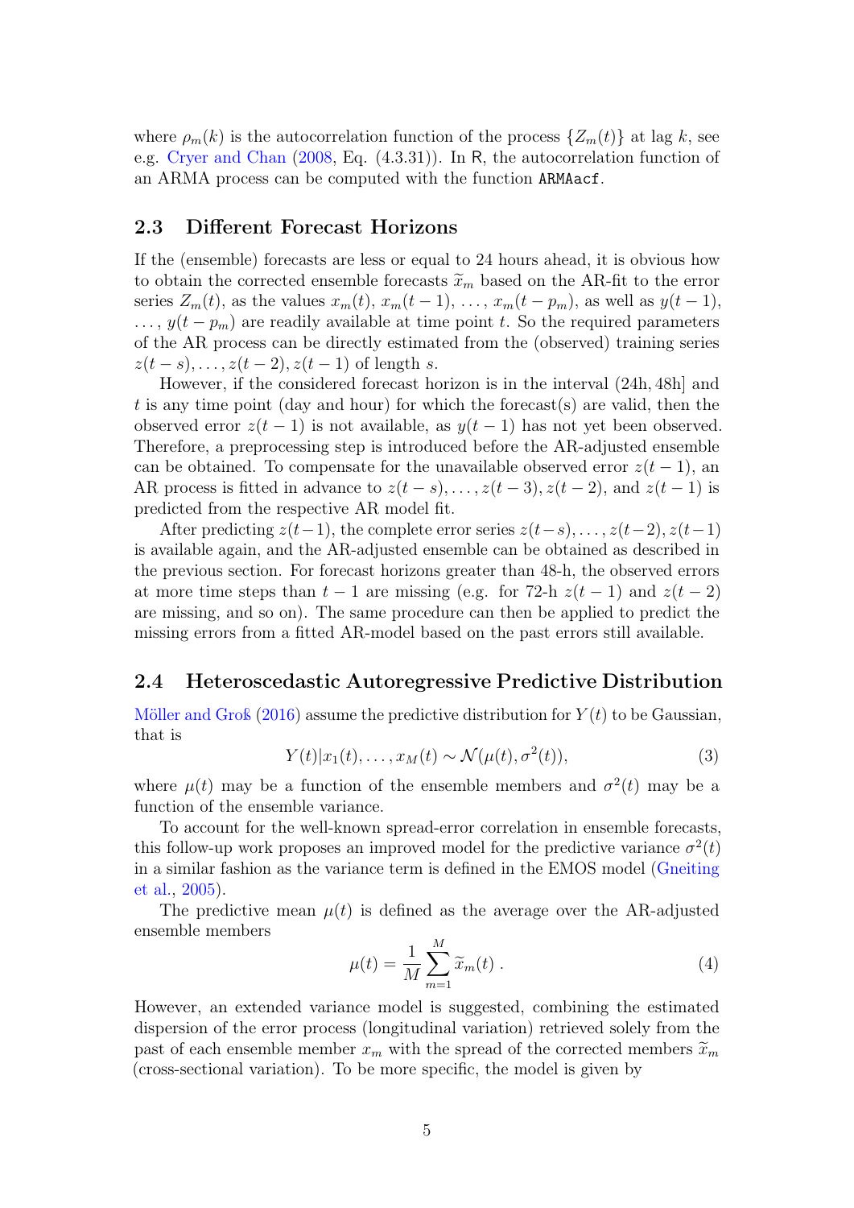where $\rho_m(k)$ is the autocorrelation function of the process $\{Z_m(t)\}$ at lag $k$, see e.g. Cryer and Chan (2008, Eq. (4.3.31)). In R, the autocorrelation function of an ARMA process can be computed with the function `ARMAacf`.

## 2.3 Different Forecast Horizons

If the (ensemble) forecasts are less or equal to 24 hours ahead, it is obvious how to obtain the corrected ensemble forecasts $\widetilde{x}_m$ based on the AR-fit to the error series $Z_m(t)$, as the values $x_m(t)$, $x_m(t-1)$, ..., $x_m(t-p_m)$, as well as $y(t-1)$, ..., $y(t-p_m)$ are readily available at time point $t$. So the required parameters of the AR process can be directly estimated from the (observed) training series $z(t-s), \ldots, z(t-2), z(t-1)$ of length $s$.

However, if the considered forecast horizon is in the interval (24h, 48h] and $t$ is any time point (day and hour) for which the forecast(s) are valid, then the observed error $z(t-1)$ is not available, as $y(t-1)$ has not yet been observed. Therefore, a preprocessing step is introduced before the AR-adjusted ensemble can be obtained. To compensate for the unavailable observed error $z(t-1)$, an AR process is fitted in advance to $z(t-s), \ldots, z(t-3), z(t-2)$, and $z(t-1)$ is predicted from the respective AR model fit.

After predicting $z(t-1)$, the complete error series $z(t-s), \ldots, z(t-2), z(t-1)$ is available again, and the AR-adjusted ensemble can be obtained as described in the previous section. For forecast horizons greater than 48-h, the observed errors at more time steps than $t-1$ are missing (e.g. for 72-h $z(t-1)$ and $z(t-2)$ are missing, and so on). The same procedure can then be applied to predict the missing errors from a fitted AR-model based on the past errors still available.

## 2.4 Heteroscedastic Autoregressive Predictive Distribution

Möller and Groß (2016) assume the predictive distribution for $Y(t)$ to be Gaussian, that is

$$Y(t)|x_1(t), \ldots, x_M(t) \sim \mathcal{N}(\mu(t), \sigma^2(t)), \tag{3}$$

where $\mu(t)$ may be a function of the ensemble members and $\sigma^2(t)$ may be a function of the ensemble variance.

To account for the well-known spread-error correlation in ensemble forecasts, this follow-up work proposes an improved model for the predictive variance $\sigma^2(t)$ in a similar fashion as the variance term is defined in the EMOS model (Gneiting et al., 2005).

The predictive mean $\mu(t)$ is defined as the average over the AR-adjusted ensemble members

$$\mu(t) = \frac{1}{M}\sum_{m=1}^{M} \widetilde{x}_m(t) \; . \tag{4}$$

However, an extended variance model is suggested, combining the estimated dispersion of the error process (longitudinal variation) retrieved solely from the past of each ensemble member $x_m$ with the spread of the corrected members $\widetilde{x}_m$ (cross-sectional variation). To be more specific, the model is given by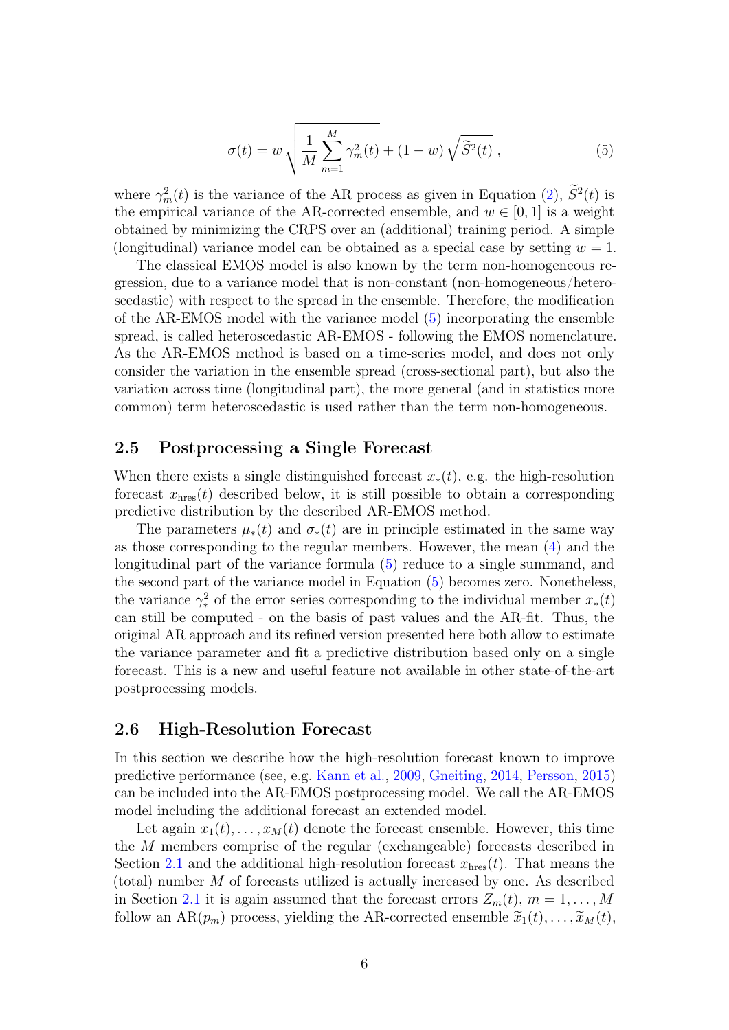$$\sigma(t) = w \sqrt{\frac{1}{M} \sum_{m=1}^{M} \gamma_m^2(t)} + (1-w) \sqrt{\widetilde{S}^2(t)} \;, \tag{5}$$

where $\gamma_m^2(t)$ is the variance of the AR process as given in Equation (2), $\widetilde{S}^2(t)$ is the empirical variance of the AR-corrected ensemble, and $w \in [0, 1]$ is a weight obtained by minimizing the CRPS over an (additional) training period. A simple (longitudinal) variance model can be obtained as a special case by setting $w = 1$.

The classical EMOS model is also known by the term non-homogeneous regression, due to a variance model that is non-constant (non-homogeneous/heteroscedastic) with respect to the spread in the ensemble. Therefore, the modification of the AR-EMOS model with the variance model (5) incorporating the ensemble spread, is called heteroscedastic AR-EMOS - following the EMOS nomenclature. As the AR-EMOS method is based on a time-series model, and does not only consider the variation in the ensemble spread (cross-sectional part), but also the variation across time (longitudinal part), the more general (and in statistics more common) term heteroscedastic is used rather than the term non-homogeneous.

## 2.5 Postprocessing a Single Forecast

When there exists a single distinguished forecast $x_*(t)$, e.g. the high-resolution forecast $x_{\text{hres}}(t)$ described below, it is still possible to obtain a corresponding predictive distribution by the described AR-EMOS method.

The parameters $\mu_*(t)$ and $\sigma_*(t)$ are in principle estimated in the same way as those corresponding to the regular members. However, the mean (4) and the longitudinal part of the variance formula (5) reduce to a single summand, and the second part of the variance model in Equation (5) becomes zero. Nonetheless, the variance $\gamma_*^2$ of the error series corresponding to the individual member $x_*(t)$ can still be computed - on the basis of past values and the AR-fit. Thus, the original AR approach and its refined version presented here both allow to estimate the variance parameter and fit a predictive distribution based only on a single forecast. This is a new and useful feature not available in other state-of-the-art postprocessing models.

## 2.6 High-Resolution Forecast

In this section we describe how the high-resolution forecast known to improve predictive performance (see, e.g. Kann et al., 2009, Gneiting, 2014, Persson, 2015) can be included into the AR-EMOS postprocessing model. We call the AR-EMOS model including the additional forecast an extended model.

Let again $x_1(t), \ldots, x_M(t)$ denote the forecast ensemble. However, this time the $M$ members comprise of the regular (exchangeable) forecasts described in Section 2.1 and the additional high-resolution forecast $x_{\text{hres}}(t)$. That means the (total) number $M$ of forecasts utilized is actually increased by one. As described in Section 2.1 it is again assumed that the forecast errors $Z_m(t)$, $m = 1, \ldots, M$ follow an AR($p_m$) process, yielding the AR-corrected ensemble $\widetilde{x}_1(t), \ldots, \widetilde{x}_M(t)$,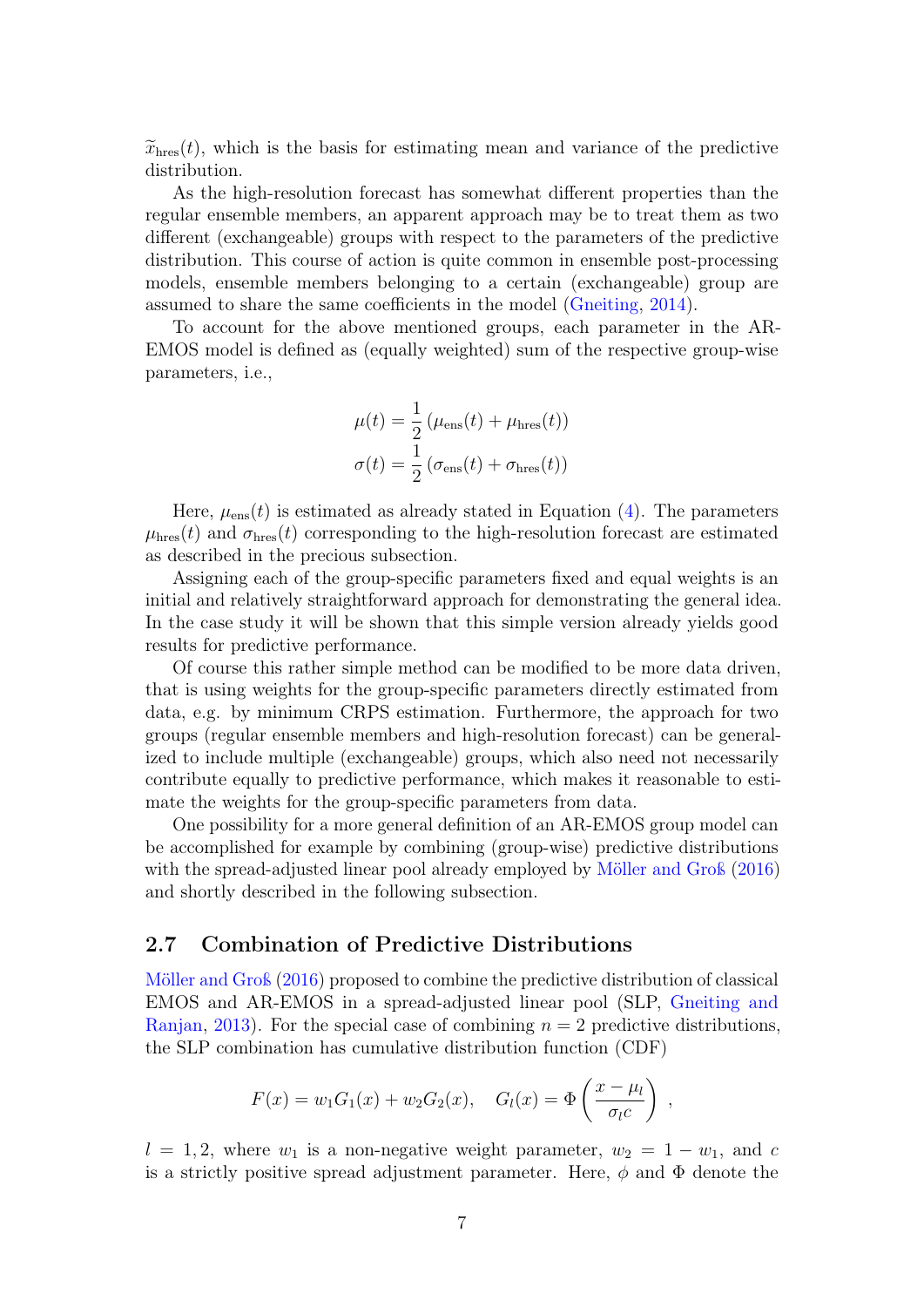$\widetilde{x}_{\text{hres}}(t)$, which is the basis for estimating mean and variance of the predictive distribution.

As the high-resolution forecast has somewhat different properties than the regular ensemble members, an apparent approach may be to treat them as two different (exchangeable) groups with respect to the parameters of the predictive distribution. This course of action is quite common in ensemble post-processing models, ensemble members belonging to a certain (exchangeable) group are assumed to share the same coefficients in the model (Gneiting, 2014).

To account for the above mentioned groups, each parameter in the AR-EMOS model is defined as (equally weighted) sum of the respective group-wise parameters, i.e.,

$$\mu(t) = \frac{1}{2}\left(\mu_{\text{ens}}(t) + \mu_{\text{hres}}(t)\right)$$
$$\sigma(t) = \frac{1}{2}\left(\sigma_{\text{ens}}(t) + \sigma_{\text{hres}}(t)\right)$$

Here, $\mu_{\text{ens}}(t)$ is estimated as already stated in Equation (4). The parameters $\mu_{\text{hres}}(t)$ and $\sigma_{\text{hres}}(t)$ corresponding to the high-resolution forecast are estimated as described in the precious subsection.

Assigning each of the group-specific parameters fixed and equal weights is an initial and relatively straightforward approach for demonstrating the general idea. In the case study it will be shown that this simple version already yields good results for predictive performance.

Of course this rather simple method can be modified to be more data driven, that is using weights for the group-specific parameters directly estimated from data, e.g. by minimum CRPS estimation. Furthermore, the approach for two groups (regular ensemble members and high-resolution forecast) can be generalized to include multiple (exchangeable) groups, which also need not necessarily contribute equally to predictive performance, which makes it reasonable to estimate the weights for the group-specific parameters from data.

One possibility for a more general definition of an AR-EMOS group model can be accomplished for example by combining (group-wise) predictive distributions with the spread-adjusted linear pool already employed by Möller and Groß (2016) and shortly described in the following subsection.

## 2.7 Combination of Predictive Distributions

Möller and Groß (2016) proposed to combine the predictive distribution of classical EMOS and AR-EMOS in a spread-adjusted linear pool (SLP, Gneiting and Ranjan, 2013). For the special case of combining $n = 2$ predictive distributions, the SLP combination has cumulative distribution function (CDF)

$$F(x) = w_1 G_1(x) + w_2 G_2(x), \quad G_l(x) = \Phi\left(\frac{x - \mu_l}{\sigma_l c}\right),$$

$l = 1, 2$, where $w_1$ is a non-negative weight parameter, $w_2 = 1 - w_1$, and $c$ is a strictly positive spread adjustment parameter. Here, $\phi$ and $\Phi$ denote the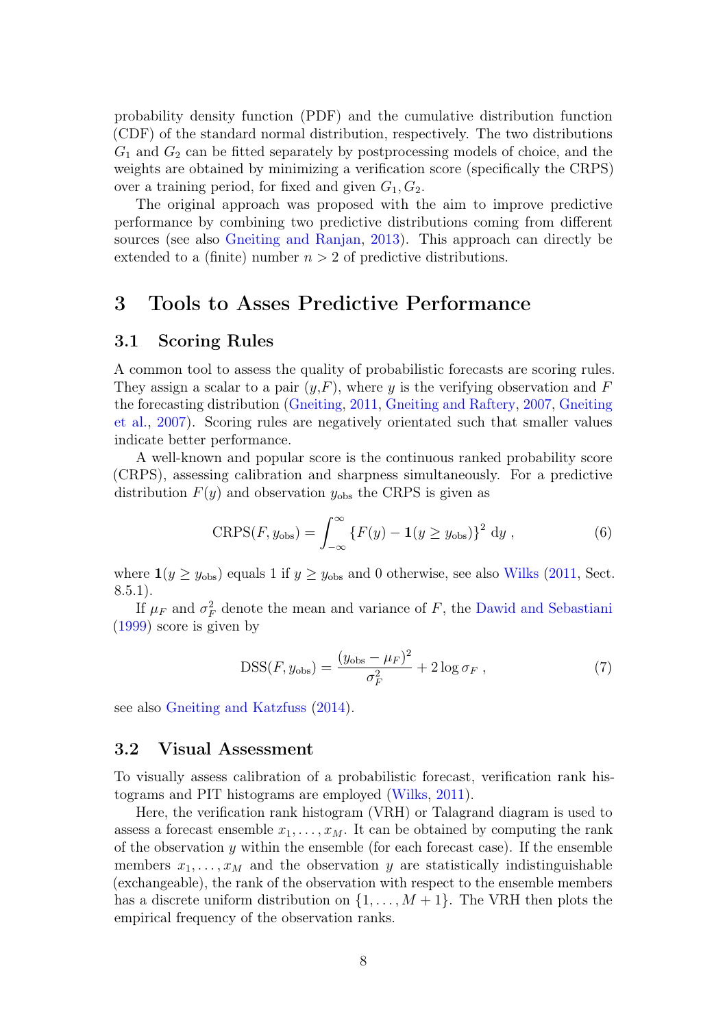probability density function (PDF) and the cumulative distribution function (CDF) of the standard normal distribution, respectively. The two distributions $G_1$ and $G_2$ can be fitted separately by postprocessing models of choice, and the weights are obtained by minimizing a verification score (specifically the CRPS) over a training period, for fixed and given $G_1, G_2$.

The original approach was proposed with the aim to improve predictive performance by combining two predictive distributions coming from different sources (see also Gneiting and Ranjan, 2013). This approach can directly be extended to a (finite) number $n > 2$ of predictive distributions.

# 3 Tools to Asses Predictive Performance

## 3.1 Scoring Rules

A common tool to assess the quality of probabilistic forecasts are scoring rules. They assign a scalar to a pair $(y, F)$, where $y$ is the verifying observation and $F$ the forecasting distribution (Gneiting, 2011, Gneiting and Raftery, 2007, Gneiting et al., 2007). Scoring rules are negatively orientated such that smaller values indicate better performance.

A well-known and popular score is the continuous ranked probability score (CRPS), assessing calibration and sharpness simultaneously. For a predictive distribution $F(y)$ and observation $y_{\text{obs}}$ the CRPS is given as

$$\text{CRPS}(F, y_{\text{obs}}) = \int_{-\infty}^{\infty} \left\{ F(y) - \mathbf{1}(y \geq y_{\text{obs}}) \right\}^2 \, \mathrm{d}y \,, \tag{6}$$

where $\mathbf{1}(y \geq y_{\text{obs}})$ equals 1 if $y \geq y_{\text{obs}}$ and 0 otherwise, see also Wilks (2011, Sect. 8.5.1).

If $\mu_F$ and $\sigma_F^2$ denote the mean and variance of $F$, the Dawid and Sebastiani (1999) score is given by

$$\text{DSS}(F, y_{\text{obs}}) = \frac{(y_{\text{obs}} - \mu_F)^2}{\sigma_F^2} + 2 \log \sigma_F \,, \tag{7}$$

see also Gneiting and Katzfuss (2014).

## 3.2 Visual Assessment

To visually assess calibration of a probabilistic forecast, verification rank histograms and PIT histograms are employed (Wilks, 2011).

Here, the verification rank histogram (VRH) or Talagrand diagram is used to assess a forecast ensemble $x_1, \ldots, x_M$. It can be obtained by computing the rank of the observation $y$ within the ensemble (for each forecast case). If the ensemble members $x_1, \ldots, x_M$ and the observation $y$ are statistically indistinguishable (exchangeable), the rank of the observation with respect to the ensemble members has a discrete uniform distribution on $\{1, \ldots, M+1\}$. The VRH then plots the empirical frequency of the observation ranks.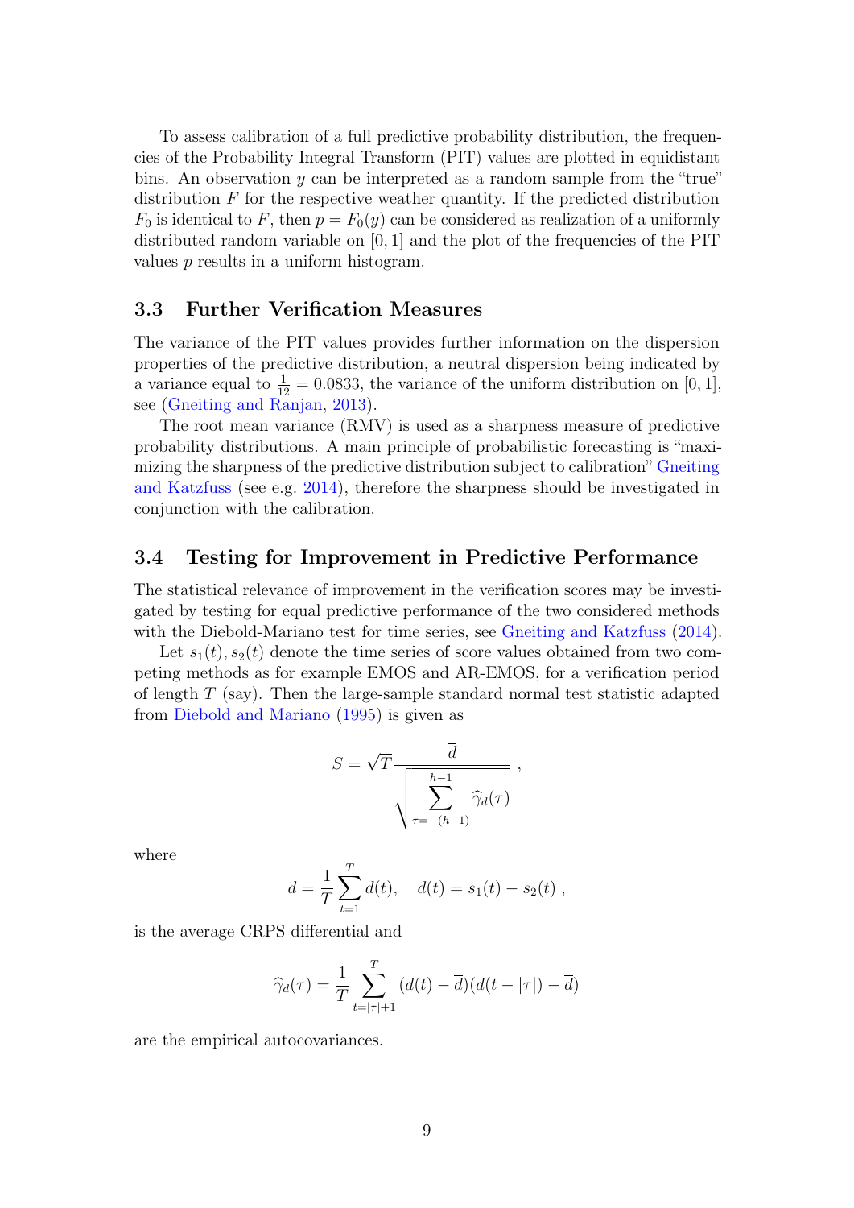To assess calibration of a full predictive probability distribution, the frequencies of the Probability Integral Transform (PIT) values are plotted in equidistant bins. An observation $y$ can be interpreted as a random sample from the "true" distribution $F$ for the respective weather quantity. If the predicted distribution $F_0$ is identical to $F$, then $p = F_0(y)$ can be considered as realization of a uniformly distributed random variable on $[0, 1]$ and the plot of the frequencies of the PIT values $p$ results in a uniform histogram.

### 3.3 Further Verification Measures

The variance of the PIT values provides further information on the dispersion properties of the predictive distribution, a neutral dispersion being indicated by a variance equal to $\frac{1}{12} = 0.0833$, the variance of the uniform distribution on $[0, 1]$, see (Gneiting and Ranjan, 2013).

The root mean variance (RMV) is used as a sharpness measure of predictive probability distributions. A main principle of probabilistic forecasting is "maximizing the sharpness of the predictive distribution subject to calibration" Gneiting and Katzfuss (see e.g. 2014), therefore the sharpness should be investigated in conjunction with the calibration.

### 3.4 Testing for Improvement in Predictive Performance

The statistical relevance of improvement in the verification scores may be investigated by testing for equal predictive performance of the two considered methods with the Diebold-Mariano test for time series, see Gneiting and Katzfuss (2014).

Let $s_1(t), s_2(t)$ denote the time series of score values obtained from two competing methods as for example EMOS and AR-EMOS, for a verification period of length $T$ (say). Then the large-sample standard normal test statistic adapted from Diebold and Mariano (1995) is given as

$$S = \sqrt{T} \frac{\overline{d}}{\sqrt{\sum_{\tau=-(h-1)}^{h-1} \widehat{\gamma}_d(\tau)}} \ ,$$

where

$$\overline{d} = \frac{1}{T} \sum_{t=1}^{T} d(t), \quad d(t) = s_1(t) - s_2(t) \ ,$$

is the average CRPS differential and

$$\widehat{\gamma}_d(\tau) = \frac{1}{T} \sum_{t=|\tau|+1}^{T} (d(t) - \overline{d})(d(t - |\tau|) - \overline{d})$$

are the empirical autocovariances.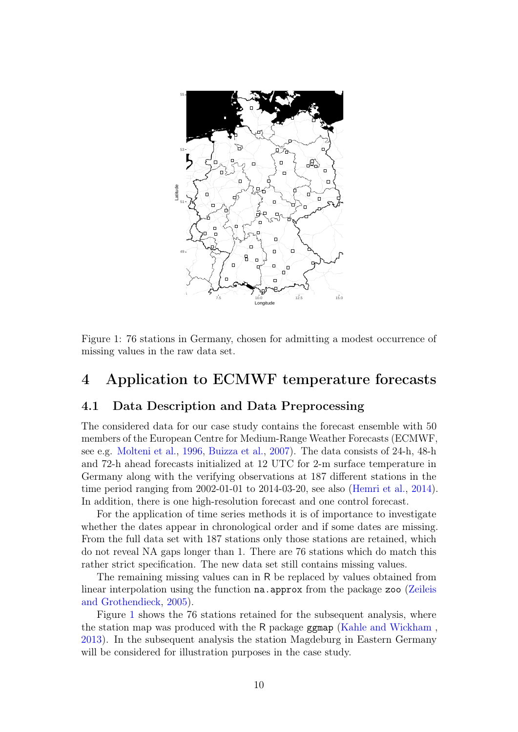Figure 1: 76 stations in Germany, chosen for admitting a modest occurrence of missing values in the raw data set.

# 4 Application to ECMWF temperature forecasts

## 4.1 Data Description and Data Preprocessing

The considered data for our case study contains the forecast ensemble with 50 members of the European Centre for Medium-Range Weather Forecasts (ECMWF, see e.g. Molteni et al., 1996, Buizza et al., 2007). The data consists of 24-h, 48-h and 72-h ahead forecasts initialized at 12 UTC for 2-m surface temperature in Germany along with the verifying observations at 187 different stations in the time period ranging from 2002-01-01 to 2014-03-20, see also (Hemri et al., 2014). In addition, there is one high-resolution forecast and one control forecast.

For the application of time series methods it is of importance to investigate whether the dates appear in chronological order and if some dates are missing. From the full data set with 187 stations only those stations are retained, which do not reveal NA gaps longer than 1. There are 76 stations which do match this rather strict specification. The new data set still contains missing values.

The remaining missing values can in R be replaced by values obtained from linear interpolation using the function `na.approx` from the package `zoo` (Zeileis and Grothendieck, 2005).

Figure 1 shows the 76 stations retained for the subsequent analysis, where the station map was produced with the R package `ggmap` (Kahle and Wickham , 2013). In the subsequent analysis the station Magdeburg in Eastern Germany will be considered for illustration purposes in the case study.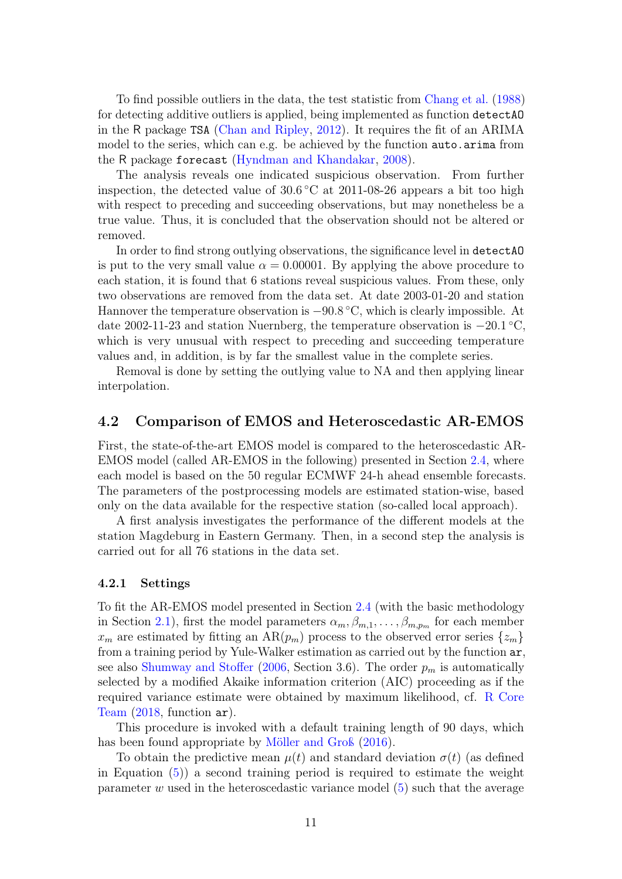To find possible outliers in the data, the test statistic from Chang et al. (1988) for detecting additive outliers is applied, being implemented as function `detectAO` in the R package `TSA` (Chan and Ripley, 2012). It requires the fit of an ARIMA model to the series, which can e.g. be achieved by the function `auto.arima` from the R package `forecast` (Hyndman and Khandakar, 2008).

The analysis reveals one indicated suspicious observation. From further inspection, the detected value of 30.6 °C at 2011-08-26 appears a bit too high with respect to preceding and succeeding observations, but may nonetheless be a true value. Thus, it is concluded that the observation should not be altered or removed.

In order to find strong outlying observations, the significance level in `detectAO` is put to the very small value $\alpha = 0.00001$. By applying the above procedure to each station, it is found that 6 stations reveal suspicious values. From these, only two observations are removed from the data set. At date 2003-01-20 and station Hannover the temperature observation is −90.8 °C, which is clearly impossible. At date 2002-11-23 and station Nuernberg, the temperature observation is −20.1 °C, which is very unusual with respect to preceding and succeeding temperature values and, in addition, is by far the smallest value in the complete series.

Removal is done by setting the outlying value to NA and then applying linear interpolation.

## 4.2 Comparison of EMOS and Heteroscedastic AR-EMOS

First, the state-of-the-art EMOS model is compared to the heteroscedastic AR-EMOS model (called AR-EMOS in the following) presented in Section 2.4, where each model is based on the 50 regular ECMWF 24-h ahead ensemble forecasts. The parameters of the postprocessing models are estimated station-wise, based only on the data available for the respective station (so-called local approach).

A first analysis investigates the performance of the different models at the station Magdeburg in Eastern Germany. Then, in a second step the analysis is carried out for all 76 stations in the data set.

### 4.2.1 Settings

To fit the AR-EMOS model presented in Section 2.4 (with the basic methodology in Section 2.1), first the model parameters $\alpha_m, \beta_{m,1}, \ldots, \beta_{m,p_m}$ for each member $x_m$ are estimated by fitting an AR($p_m$) process to the observed error series $\{z_m\}$ from a training period by Yule-Walker estimation as carried out by the function `ar`, see also Shumway and Stoffer (2006, Section 3.6). The order $p_m$ is automatically selected by a modified Akaike information criterion (AIC) proceeding as if the required variance estimate were obtained by maximum likelihood, cf. R Core Team (2018, function `ar`).

This procedure is invoked with a default training length of 90 days, which has been found appropriate by Möller and Groß (2016).

To obtain the predictive mean $\mu(t)$ and standard deviation $\sigma(t)$ (as defined in Equation (5)) a second training period is required to estimate the weight parameter $w$ used in the heteroscedastic variance model (5) such that the average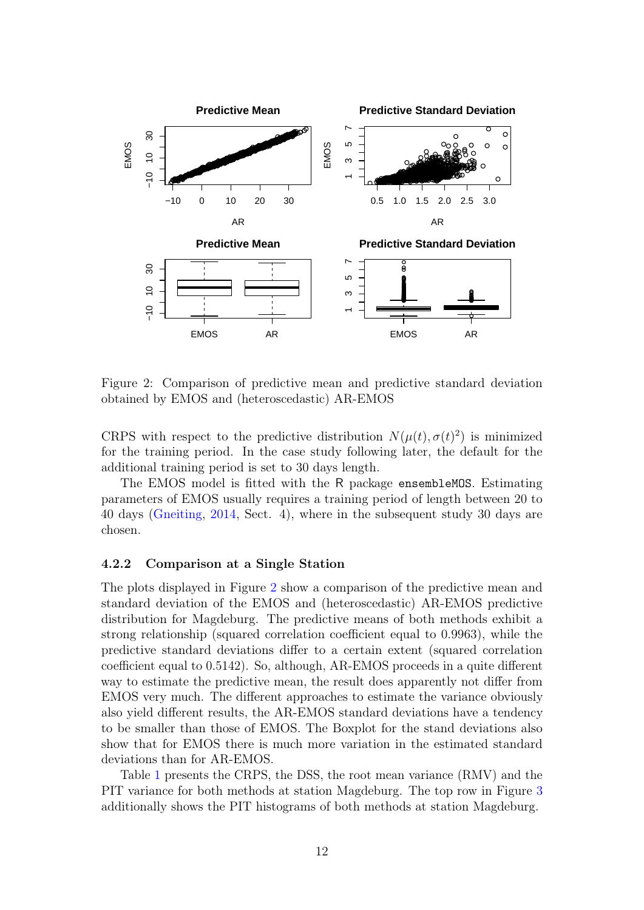Figure 2: Comparison of predictive mean and predictive standard deviation obtained by EMOS and (heteroscedastic) AR-EMOS

CRPS with respect to the predictive distribution $N(\mu(t), \sigma(t)^2)$ is minimized for the training period. In the case study following later, the default for the additional training period is set to 30 days length.

The EMOS model is fitted with the R package `ensembleMOS`. Estimating parameters of EMOS usually requires a training period of length between 20 to 40 days (Gneiting, 2014, Sect. 4), where in the subsequent study 30 days are chosen.

#### 4.2.2 Comparison at a Single Station

The plots displayed in Figure 2 show a comparison of the predictive mean and standard deviation of the EMOS and (heteroscedastic) AR-EMOS predictive distribution for Magdeburg. The predictive means of both methods exhibit a strong relationship (squared correlation coefficient equal to 0.9963), while the predictive standard deviations differ to a certain extent (squared correlation coefficient equal to 0.5142). So, although, AR-EMOS proceeds in a quite different way to estimate the predictive mean, the result does apparently not differ from EMOS very much. The different approaches to estimate the variance obviously also yield different results, the AR-EMOS standard deviations have a tendency to be smaller than those of EMOS. The Boxplot for the stand deviations also show that for EMOS there is much more variation in the estimated standard deviations than for AR-EMOS.

Table 1 presents the CRPS, the DSS, the root mean variance (RMV) and the PIT variance for both methods at station Magdeburg. The top row in Figure 3 additionally shows the PIT histograms of both methods at station Magdeburg.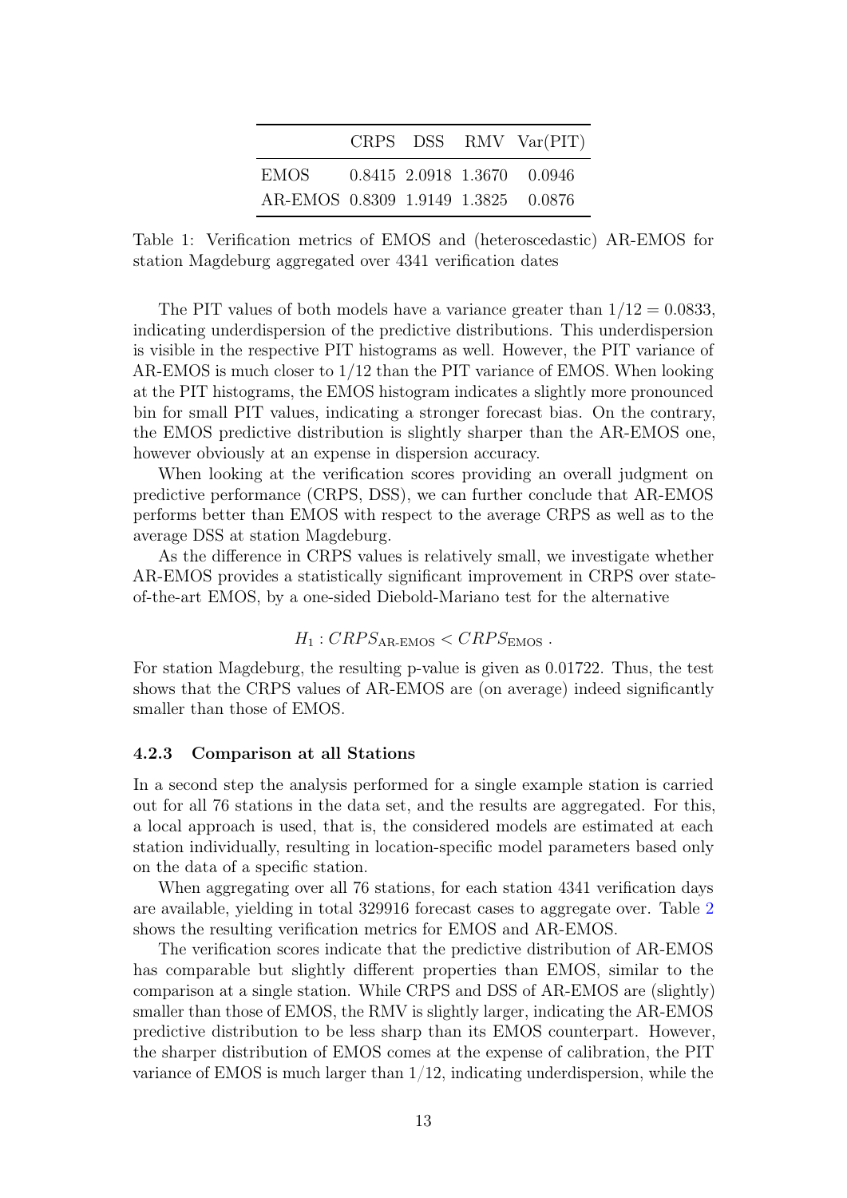|  | CRPS | DSS | RMV | Var(PIT) |
|---|---|---|---|---|
| EMOS | 0.8415 | 2.0918 | 1.3670 | 0.0946 |
| AR-EMOS | 0.8309 | 1.9149 | 1.3825 | 0.0876 |

Table 1: Verification metrics of EMOS and (heteroscedastic) AR-EMOS for station Magdeburg aggregated over 4341 verification dates

The PIT values of both models have a variance greater than $1/12 = 0.0833$, indicating underdispersion of the predictive distributions. This underdispersion is visible in the respective PIT histograms as well. However, the PIT variance of AR-EMOS is much closer to $1/12$ than the PIT variance of EMOS. When looking at the PIT histograms, the EMOS histogram indicates a slightly more pronounced bin for small PIT values, indicating a stronger forecast bias. On the contrary, the EMOS predictive distribution is slightly sharper than the AR-EMOS one, however obviously at an expense in dispersion accuracy.

When looking at the verification scores providing an overall judgment on predictive performance (CRPS, DSS), we can further conclude that AR-EMOS performs better than EMOS with respect to the average CRPS as well as to the average DSS at station Magdeburg.

As the difference in CRPS values is relatively small, we investigate whether AR-EMOS provides a statistically significant improvement in CRPS over state-of-the-art EMOS, by a one-sided Diebold-Mariano test for the alternative

$$H_1 : CRPS_{\text{AR-EMOS}} < CRPS_{\text{EMOS}} \, .$$

For station Magdeburg, the resulting p-value is given as 0.01722. Thus, the test shows that the CRPS values of AR-EMOS are (on average) indeed significantly smaller than those of EMOS.

### 4.2.3 Comparison at all Stations

In a second step the analysis performed for a single example station is carried out for all 76 stations in the data set, and the results are aggregated. For this, a local approach is used, that is, the considered models are estimated at each station individually, resulting in location-specific model parameters based only on the data of a specific station.

When aggregating over all 76 stations, for each station 4341 verification days are available, yielding in total 329916 forecast cases to aggregate over. Table 2 shows the resulting verification metrics for EMOS and AR-EMOS.

The verification scores indicate that the predictive distribution of AR-EMOS has comparable but slightly different properties than EMOS, similar to the comparison at a single station. While CRPS and DSS of AR-EMOS are (slightly) smaller than those of EMOS, the RMV is slightly larger, indicating the AR-EMOS predictive distribution to be less sharp than its EMOS counterpart. However, the sharper distribution of EMOS comes at the expense of calibration, the PIT variance of EMOS is much larger than $1/12$, indicating underdispersion, while the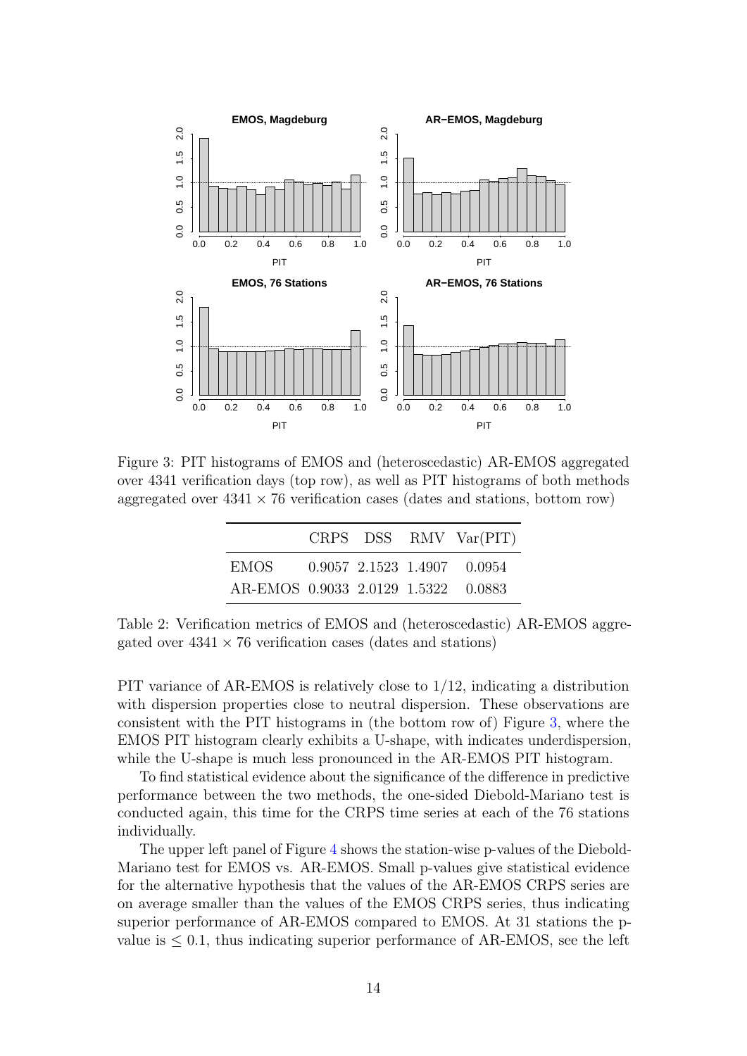Figure 3: PIT histograms of EMOS and (heteroscedastic) AR-EMOS aggregated over 4341 verification days (top row), as well as PIT histograms of both methods aggregated over $4341 \times 76$ verification cases (dates and stations, bottom row)

|  | CRPS | DSS | RMV | Var(PIT) |
|---|---|---|---|---|
| EMOS | 0.9057 | 2.1523 | 1.4907 | 0.0954 |
| AR-EMOS | 0.9033 | 2.0129 | 1.5322 | 0.0883 |

Table 2: Verification metrics of EMOS and (heteroscedastic) AR-EMOS aggregated over $4341 \times 76$ verification cases (dates and stations)

PIT variance of AR-EMOS is relatively close to $1/12$, indicating a distribution with dispersion properties close to neutral dispersion. These observations are consistent with the PIT histograms in (the bottom row of) Figure 3, where the EMOS PIT histogram clearly exhibits a U-shape, with indicates underdispersion, while the U-shape is much less pronounced in the AR-EMOS PIT histogram.

To find statistical evidence about the significance of the difference in predictive performance between the two methods, the one-sided Diebold-Mariano test is conducted again, this time for the CRPS time series at each of the 76 stations individually.

The upper left panel of Figure 4 shows the station-wise p-values of the Diebold-Mariano test for EMOS vs. AR-EMOS. Small p-values give statistical evidence for the alternative hypothesis that the values of the AR-EMOS CRPS series are on average smaller than the values of the EMOS CRPS series, thus indicating superior performance of AR-EMOS compared to EMOS. At 31 stations the p-value is $\leq 0.1$, thus indicating superior performance of AR-EMOS, see the left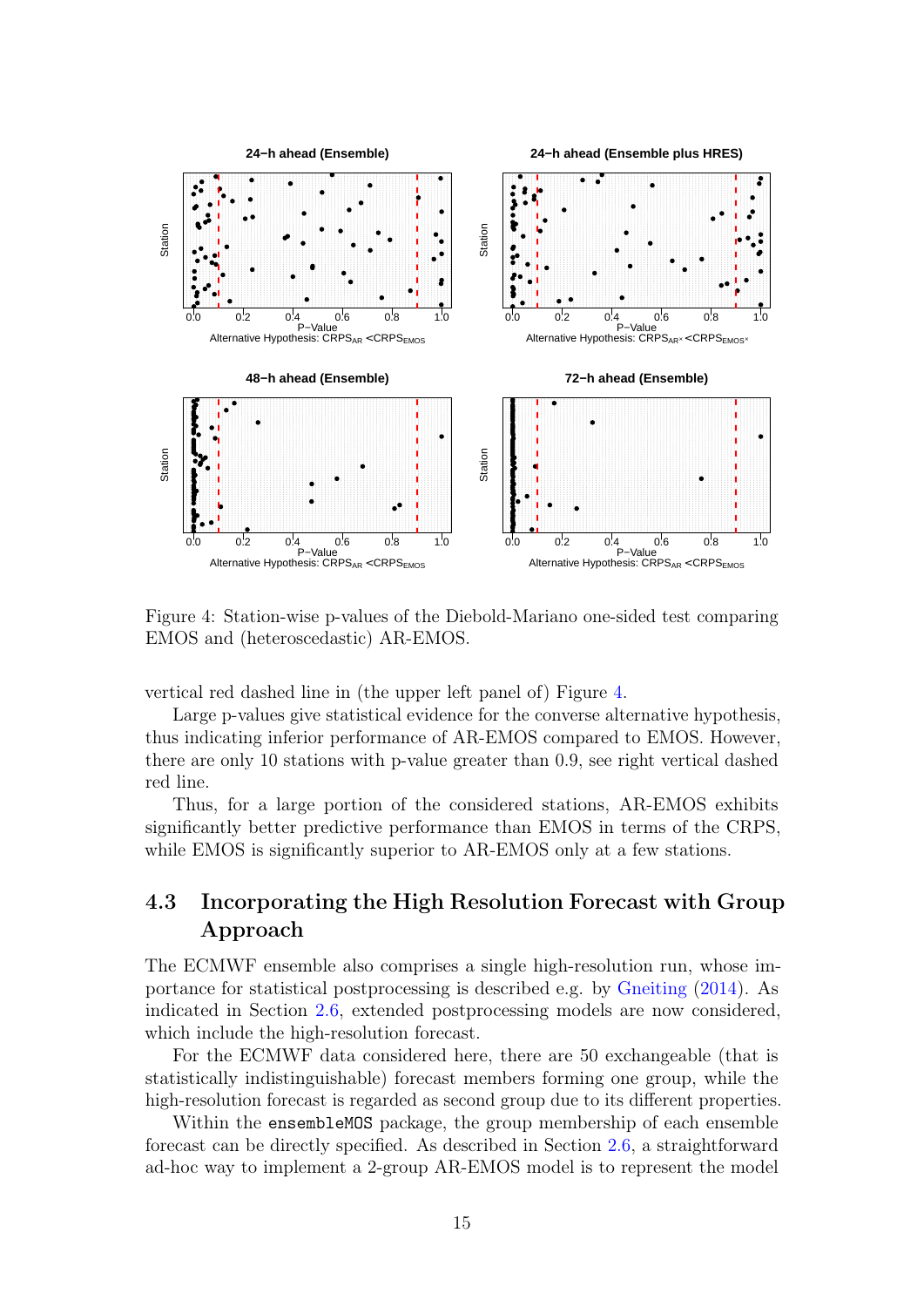Figure 4: Station-wise p-values of the Diebold-Mariano one-sided test comparing EMOS and (heteroscedastic) AR-EMOS.

vertical red dashed line in (the upper left panel of) Figure 4.

Large p-values give statistical evidence for the converse alternative hypothesis, thus indicating inferior performance of AR-EMOS compared to EMOS. However, there are only 10 stations with p-value greater than 0.9, see right vertical dashed red line.

Thus, for a large portion of the considered stations, AR-EMOS exhibits significantly better predictive performance than EMOS in terms of the CRPS, while EMOS is significantly superior to AR-EMOS only at a few stations.

## 4.3 Incorporating the High Resolution Forecast with Group Approach

The ECMWF ensemble also comprises a single high-resolution run, whose importance for statistical postprocessing is described e.g. by Gneiting (2014). As indicated in Section 2.6, extended postprocessing models are now considered, which include the high-resolution forecast.

For the ECMWF data considered here, there are 50 exchangeable (that is statistically indistinguishable) forecast members forming one group, while the high-resolution forecast is regarded as second group due to its different properties.

Within the `ensembleMOS` package, the group membership of each ensemble forecast can be directly specified. As described in Section 2.6, a straightforward ad-hoc way to implement a 2-group AR-EMOS model is to represent the model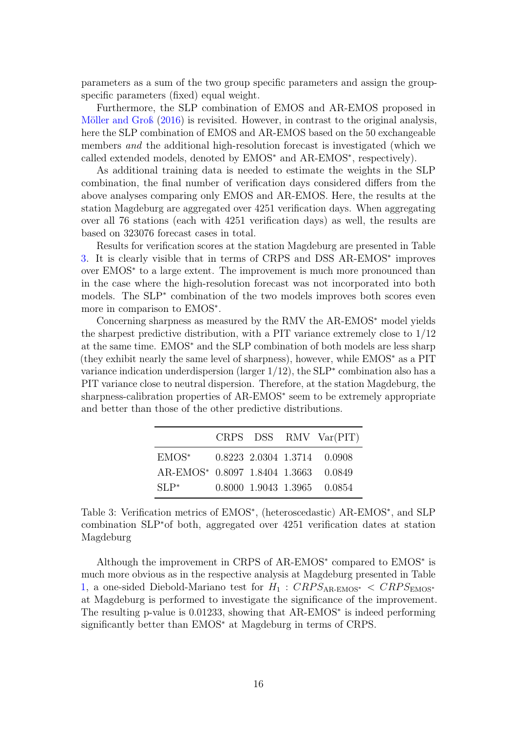parameters as a sum of the two group specific parameters and assign the group-specific parameters (fixed) equal weight.

Furthermore, the SLP combination of EMOS and AR-EMOS proposed in Möller and Groß (2016) is revisited. However, in contrast to the original analysis, here the SLP combination of EMOS and AR-EMOS based on the 50 exchangeable members *and* the additional high-resolution forecast is investigated (which we called extended models, denoted by EMOS$^*$ and AR-EMOS$^*$, respectively).

As additional training data is needed to estimate the weights in the SLP combination, the final number of verification days considered differs from the above analyses comparing only EMOS and AR-EMOS. Here, the results at the station Magdeburg are aggregated over 4251 verification days. When aggregating over all 76 stations (each with 4251 verification days) as well, the results are based on 323076 forecast cases in total.

Results for verification scores at the station Magdeburg are presented in Table 3. It is clearly visible that in terms of CRPS and DSS AR-EMOS$^*$ improves over EMOS$^*$ to a large extent. The improvement is much more pronounced than in the case where the high-resolution forecast was not incorporated into both models. The SLP$^*$ combination of the two models improves both scores even more in comparison to EMOS$^*$.

Concerning sharpness as measured by the RMV the AR-EMOS$^*$ model yields the sharpest predictive distribution, with a PIT variance extremely close to $1/12$ at the same time. EMOS$^*$ and the SLP combination of both models are less sharp (they exhibit nearly the same level of sharpness), however, while EMOS$^*$ as a PIT variance indication underdispersion (larger $1/12$), the SLP$^*$ combination also has a PIT variance close to neutral dispersion. Therefore, at the station Magdeburg, the sharpness-calibration properties of AR-EMOS$^*$ seem to be extremely appropriate and better than those of the other predictive distributions.

| | CRPS | DSS | RMV | Var(PIT) |
|---|---|---|---|---|
| EMOS$^*$ | 0.8223 | 2.0304 | 1.3714 | 0.0908 |
| AR-EMOS$^*$ | 0.8097 | 1.8404 | 1.3663 | 0.0849 |
| SLP$^*$ | 0.8000 | 1.9043 | 1.3965 | 0.0854 |

Table 3: Verification metrics of EMOS$^*$, (heteroscedastic) AR-EMOS$^*$, and SLP combination SLP$^*$of both, aggregated over 4251 verification dates at station Magdeburg

Although the improvement in CRPS of AR-EMOS$^*$ compared to EMOS$^*$ is much more obvious as in the respective analysis at Magdeburg presented in Table 1, a one-sided Diebold-Mariano test for $H_1 : CRPS_{\text{AR-EMOS}^*} < CRPS_{\text{EMOS}^*}$ at Magdeburg is performed to investigate the significance of the improvement. The resulting p-value is 0.01233, showing that AR-EMOS$^*$ is indeed performing significantly better than EMOS$^*$ at Magdeburg in terms of CRPS.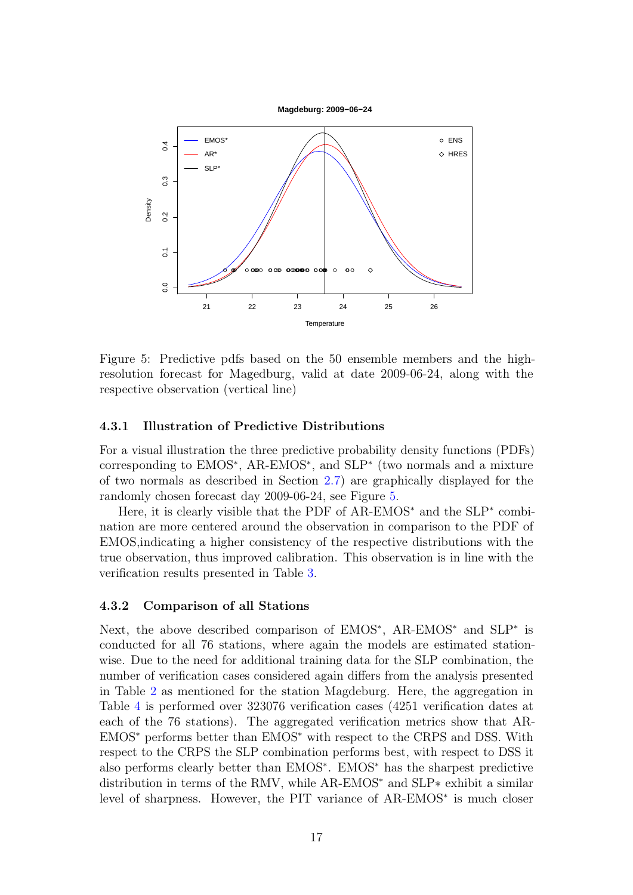Figure 5: Predictive pdfs based on the 50 ensemble members and the high-resolution forecast for Magedburg, valid at date 2009-06-24, along with the respective observation (vertical line)

#### 4.3.1 Illustration of Predictive Distributions

For a visual illustration the three predictive probability density functions (PDFs) corresponding to EMOS*, AR-EMOS*, and SLP* (two normals and a mixture of two normals as described in Section 2.7) are graphically displayed for the randomly chosen forecast day 2009-06-24, see Figure 5.

Here, it is clearly visible that the PDF of AR-EMOS* and the SLP* combination are more centered around the observation in comparison to the PDF of EMOS,indicating a higher consistency of the respective distributions with the true observation, thus improved calibration. This observation is in line with the verification results presented in Table 3.

#### 4.3.2 Comparison of all Stations

Next, the above described comparison of EMOS*, AR-EMOS* and SLP* is conducted for all 76 stations, where again the models are estimated station-wise. Due to the need for additional training data for the SLP combination, the number of verification cases considered again differs from the analysis presented in Table 2 as mentioned for the station Magdeburg. Here, the aggregation in Table 4 is performed over 323076 verification cases (4251 verification dates at each of the 76 stations). The aggregated verification metrics show that AR-EMOS* performs better than EMOS* with respect to the CRPS and DSS. With respect to the CRPS the SLP combination performs best, with respect to DSS it also performs clearly better than EMOS*. EMOS* has the sharpest predictive distribution in terms of the RMV, while AR-EMOS* and SLP$*$ exhibit a similar level of sharpness. However, the PIT variance of AR-EMOS* is much closer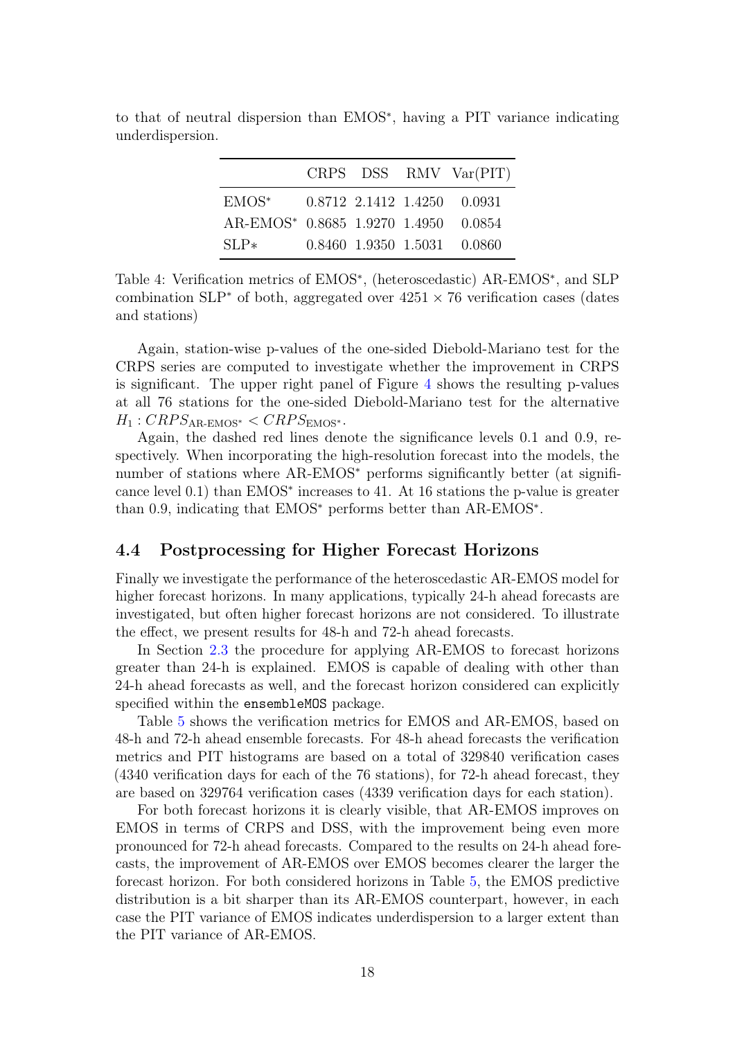to that of neutral dispersion than EMOS*, having a PIT variance indicating underdispersion.

| | CRPS | DSS | RMV | Var(PIT) |
|---|---|---|---|---|
| EMOS* | 0.8712 | 2.1412 | 1.4250 | 0.0931 |
| AR-EMOS* | 0.8685 | 1.9270 | 1.4950 | 0.0854 |
| SLP* | 0.8460 | 1.9350 | 1.5031 | 0.0860 |

Table 4: Verification metrics of EMOS*, (heteroscedastic) AR-EMOS*, and SLP combination SLP* of both, aggregated over $4251 \times 76$ verification cases (dates and stations)

Again, station-wise p-values of the one-sided Diebold-Mariano test for the CRPS series are computed to investigate whether the improvement in CRPS is significant. The upper right panel of Figure 4 shows the resulting p-values at all 76 stations for the one-sided Diebold-Mariano test for the alternative $H_1 : CRPS_{\text{AR-EMOS}^*} < CRPS_{\text{EMOS}^*}$.

Again, the dashed red lines denote the significance levels 0.1 and 0.9, respectively. When incorporating the high-resolution forecast into the models, the number of stations where AR-EMOS* performs significantly better (at significance level 0.1) than EMOS* increases to 41. At 16 stations the p-value is greater than 0.9, indicating that EMOS* performs better than AR-EMOS*.

### 4.4 Postprocessing for Higher Forecast Horizons

Finally we investigate the performance of the heteroscedastic AR-EMOS model for higher forecast horizons. In many applications, typically 24-h ahead forecasts are investigated, but often higher forecast horizons are not considered. To illustrate the effect, we present results for 48-h and 72-h ahead forecasts.

In Section 2.3 the procedure for applying AR-EMOS to forecast horizons greater than 24-h is explained. EMOS is capable of dealing with other than 24-h ahead forecasts as well, and the forecast horizon considered can explicitly specified within the `ensembleMOS` package.

Table 5 shows the verification metrics for EMOS and AR-EMOS, based on 48-h and 72-h ahead ensemble forecasts. For 48-h ahead forecasts the verification metrics and PIT histograms are based on a total of 329840 verification cases (4340 verification days for each of the 76 stations), for 72-h ahead forecast, they are based on 329764 verification cases (4339 verification days for each station).

For both forecast horizons it is clearly visible, that AR-EMOS improves on EMOS in terms of CRPS and DSS, with the improvement being even more pronounced for 72-h ahead forecasts. Compared to the results on 24-h ahead forecasts, the improvement of AR-EMOS over EMOS becomes clearer the larger the forecast horizon. For both considered horizons in Table 5, the EMOS predictive distribution is a bit sharper than its AR-EMOS counterpart, however, in each case the PIT variance of EMOS indicates underdispersion to a larger extent than the PIT variance of AR-EMOS.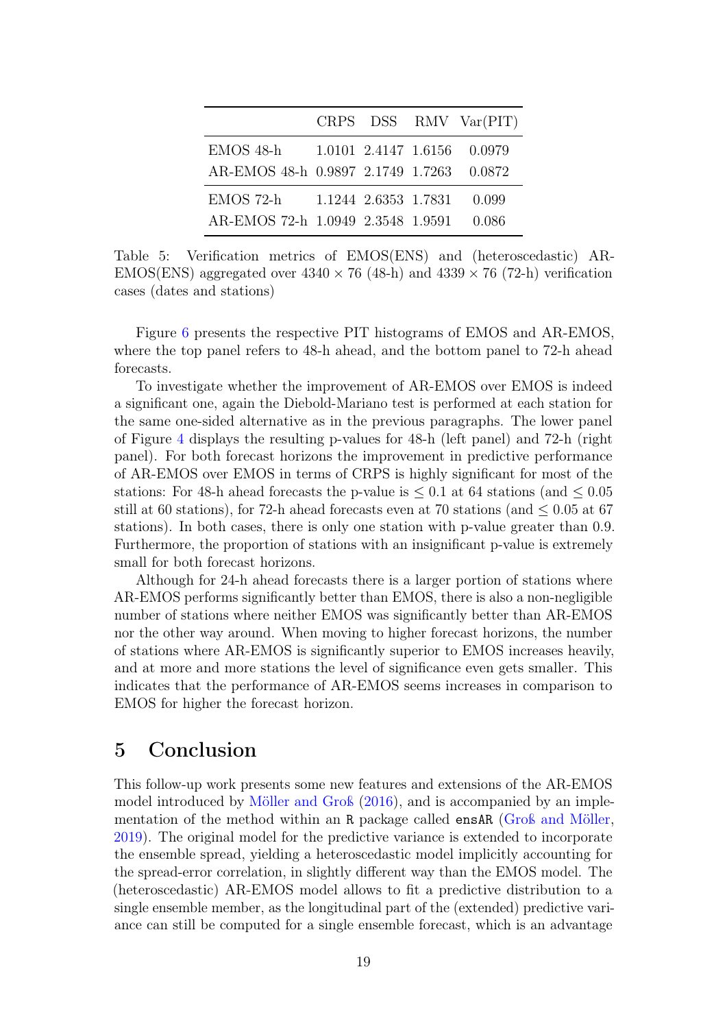| | CRPS | DSS | RMV | Var(PIT) |
|---|---|---|---|---|
| EMOS 48-h | 1.0101 | 2.4147 | 1.6156 | 0.0979 |
| AR-EMOS 48-h | 0.9897 | 2.1749 | 1.7263 | 0.0872 |
| EMOS 72-h | 1.1244 | 2.6353 | 1.7831 | 0.099 |
| AR-EMOS 72-h | 1.0949 | 2.3548 | 1.9591 | 0.086 |

Table 5: Verification metrics of EMOS(ENS) and (heteroscedastic) AR-EMOS(ENS) aggregated over $4340 \times 76$ (48-h) and $4339 \times 76$ (72-h) verification cases (dates and stations)

Figure 6 presents the respective PIT histograms of EMOS and AR-EMOS, where the top panel refers to 48-h ahead, and the bottom panel to 72-h ahead forecasts.

To investigate whether the improvement of AR-EMOS over EMOS is indeed a significant one, again the Diebold-Mariano test is performed at each station for the same one-sided alternative as in the previous paragraphs. The lower panel of Figure 4 displays the resulting p-values for 48-h (left panel) and 72-h (right panel). For both forecast horizons the improvement in predictive performance of AR-EMOS over EMOS in terms of CRPS is highly significant for most of the stations: For 48-h ahead forecasts the p-value is $\leq 0.1$ at 64 stations (and $\leq 0.05$ still at 60 stations), for 72-h ahead forecasts even at 70 stations (and $\leq 0.05$ at 67 stations). In both cases, there is only one station with p-value greater than 0.9. Furthermore, the proportion of stations with an insignificant p-value is extremely small for both forecast horizons.

Although for 24-h ahead forecasts there is a larger portion of stations where AR-EMOS performs significantly better than EMOS, there is also a non-negligible number of stations where neither EMOS was significantly better than AR-EMOS nor the other way around. When moving to higher forecast horizons, the number of stations where AR-EMOS is significantly superior to EMOS increases heavily, and at more and more stations the level of significance even gets smaller. This indicates that the performance of AR-EMOS seems increases in comparison to EMOS for higher the forecast horizon.

# 5 Conclusion

This follow-up work presents some new features and extensions of the AR-EMOS model introduced by Möller and Groß (2016), and is accompanied by an implementation of the method within an R package called `ensAR` (Groß and Möller, 2019). The original model for the predictive variance is extended to incorporate the ensemble spread, yielding a heteroscedastic model implicitly accounting for the spread-error correlation, in slightly different way than the EMOS model. The (heteroscedastic) AR-EMOS model allows to fit a predictive distribution to a single ensemble member, as the longitudinal part of the (extended) predictive variance can still be computed for a single ensemble forecast, which is an advantage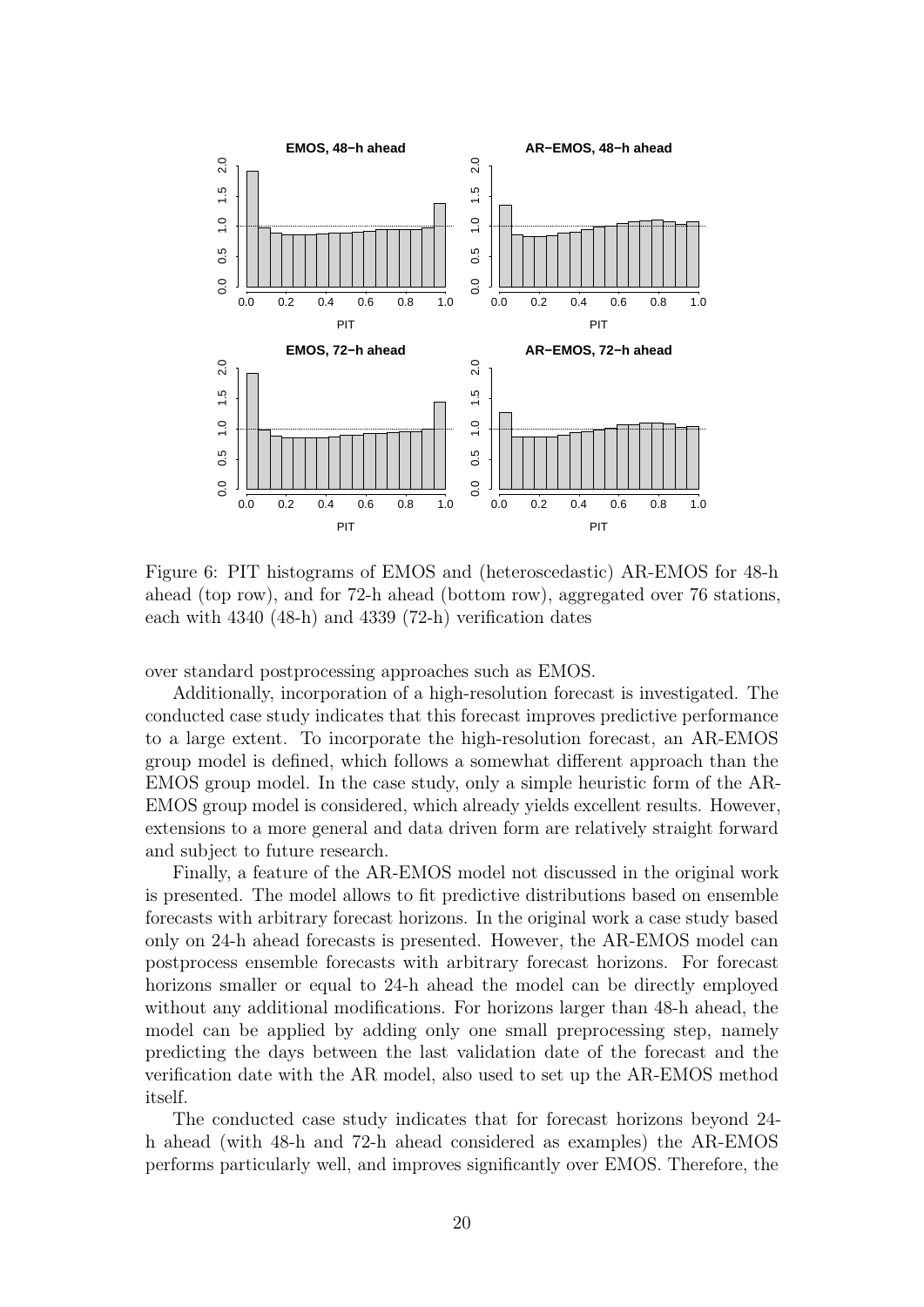Figure 6: PIT histograms of EMOS and (heteroscedastic) AR-EMOS for 48-h ahead (top row), and for 72-h ahead (bottom row), aggregated over 76 stations, each with 4340 (48-h) and 4339 (72-h) verification dates

over standard postprocessing approaches such as EMOS.

Additionally, incorporation of a high-resolution forecast is investigated. The conducted case study indicates that this forecast improves predictive performance to a large extent. To incorporate the high-resolution forecast, an AR-EMOS group model is defined, which follows a somewhat different approach than the EMOS group model. In the case study, only a simple heuristic form of the AR-EMOS group model is considered, which already yields excellent results. However, extensions to a more general and data driven form are relatively straight forward and subject to future research.

Finally, a feature of the AR-EMOS model not discussed in the original work is presented. The model allows to fit predictive distributions based on ensemble forecasts with arbitrary forecast horizons. In the original work a case study based only on 24-h ahead forecasts is presented. However, the AR-EMOS model can postprocess ensemble forecasts with arbitrary forecast horizons. For forecast horizons smaller or equal to 24-h ahead the model can be directly employed without any additional modifications. For horizons larger than 48-h ahead, the model can be applied by adding only one small preprocessing step, namely predicting the days between the last validation date of the forecast and the verification date with the AR model, also used to set up the AR-EMOS method itself.

The conducted case study indicates that for forecast horizons beyond 24-h ahead (with 48-h and 72-h ahead considered as examples) the AR-EMOS performs particularly well, and improves significantly over EMOS. Therefore, the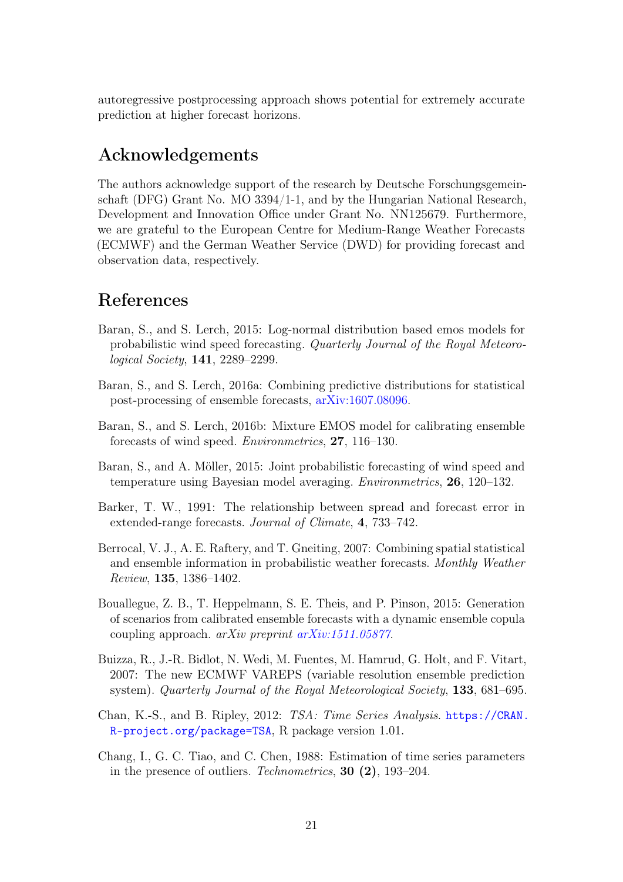autoregressive postprocessing approach shows potential for extremely accurate prediction at higher forecast horizons.

## Acknowledgements

The authors acknowledge support of the research by Deutsche Forschungsgemeinschaft (DFG) Grant No. MO 3394/1-1, and by the Hungarian National Research, Development and Innovation Office under Grant No. NN125679. Furthermore, we are grateful to the European Centre for Medium-Range Weather Forecasts (ECMWF) and the German Weather Service (DWD) for providing forecast and observation data, respectively.

## References

Baran, S., and S. Lerch, 2015: Log-normal distribution based emos models for probabilistic wind speed forecasting. *Quarterly Journal of the Royal Meteorological Society*, **141**, 2289–2299.

Baran, S., and S. Lerch, 2016a: Combining predictive distributions for statistical post-processing of ensemble forecasts, arXiv:1607.08096.

Baran, S., and S. Lerch, 2016b: Mixture EMOS model for calibrating ensemble forecasts of wind speed. *Environmetrics*, **27**, 116–130.

Baran, S., and A. Möller, 2015: Joint probabilistic forecasting of wind speed and temperature using Bayesian model averaging. *Environmetrics*, **26**, 120–132.

Barker, T. W., 1991: The relationship between spread and forecast error in extended-range forecasts. *Journal of Climate*, **4**, 733–742.

Berrocal, V. J., A. E. Raftery, and T. Gneiting, 2007: Combining spatial statistical and ensemble information in probabilistic weather forecasts. *Monthly Weather Review*, **135**, 1386–1402.

Bouallegue, Z. B., T. Heppelmann, S. E. Theis, and P. Pinson, 2015: Generation of scenarios from calibrated ensemble forecasts with a dynamic ensemble copula coupling approach. *arXiv preprint arXiv:1511.05877*.

Buizza, R., J.-R. Bidlot, N. Wedi, M. Fuentes, M. Hamrud, G. Holt, and F. Vitart, 2007: The new ECMWF VAREPS (variable resolution ensemble prediction system). *Quarterly Journal of the Royal Meteorological Society*, **133**, 681–695.

Chan, K.-S., and B. Ripley, 2012: *TSA: Time Series Analysis*. `https://CRAN.R-project.org/package=TSA`, R package version 1.01.

Chang, I., G. C. Tiao, and C. Chen, 1988: Estimation of time series parameters in the presence of outliers. *Technometrics*, **30 (2)**, 193–204.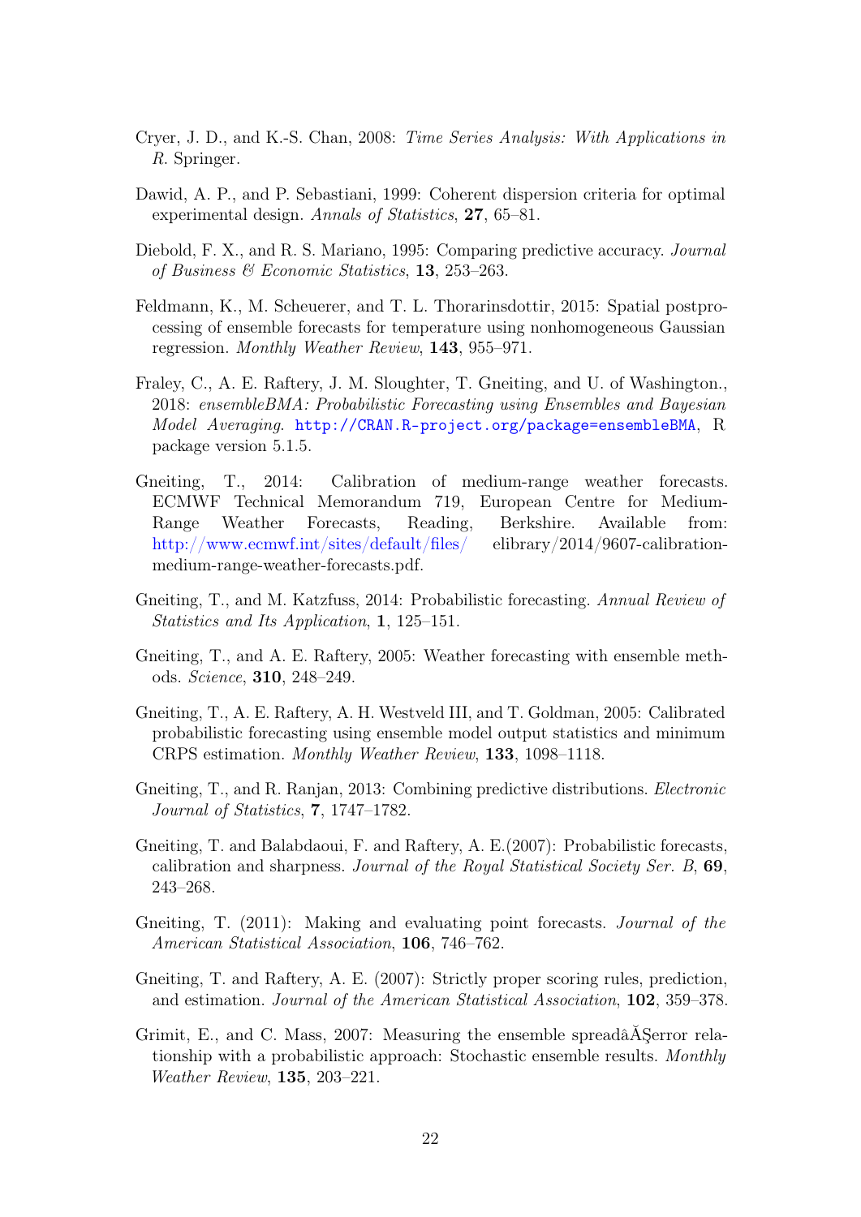Cryer, J. D., and K.-S. Chan, 2008: *Time Series Analysis: With Applications in R*. Springer.

Dawid, A. P., and P. Sebastiani, 1999: Coherent dispersion criteria for optimal experimental design. *Annals of Statistics*, **27**, 65–81.

Diebold, F. X., and R. S. Mariano, 1995: Comparing predictive accuracy. *Journal of Business & Economic Statistics*, **13**, 253–263.

Feldmann, K., M. Scheuerer, and T. L. Thorarinsdottir, 2015: Spatial postprocessing of ensemble forecasts for temperature using nonhomogeneous Gaussian regression. *Monthly Weather Review*, **143**, 955–971.

Fraley, C., A. E. Raftery, J. M. Sloughter, T. Gneiting, and U. of Washington., 2018: *ensembleBMA: Probabilistic Forecasting using Ensembles and Bayesian Model Averaging*. http://CRAN.R-project.org/package=ensembleBMA, R package version 5.1.5.

Gneiting, T., 2014: Calibration of medium-range weather forecasts. ECMWF Technical Memorandum 719, European Centre for Medium-Range Weather Forecasts, Reading, Berkshire. Available from: http://www.ecmwf.int/sites/default/files/ elibrary/2014/9607-calibration-medium-range-weather-forecasts.pdf.

Gneiting, T., and M. Katzfuss, 2014: Probabilistic forecasting. *Annual Review of Statistics and Its Application*, **1**, 125–151.

Gneiting, T., and A. E. Raftery, 2005: Weather forecasting with ensemble methods. *Science*, **310**, 248–249.

Gneiting, T., A. E. Raftery, A. H. Westveld III, and T. Goldman, 2005: Calibrated probabilistic forecasting using ensemble model output statistics and minimum CRPS estimation. *Monthly Weather Review*, **133**, 1098–1118.

Gneiting, T., and R. Ranjan, 2013: Combining predictive distributions. *Electronic Journal of Statistics*, **7**, 1747–1782.

Gneiting, T. and Balabdaoui, F. and Raftery, A. E.(2007): Probabilistic forecasts, calibration and sharpness. *Journal of the Royal Statistical Society Ser. B*, **69**, 243–268.

Gneiting, T. (2011): Making and evaluating point forecasts. *Journal of the American Statistical Association*, **106**, 746–762.

Gneiting, T. and Raftery, A. E. (2007): Strictly proper scoring rules, prediction, and estimation. *Journal of the American Statistical Association*, **102**, 359–378.

Grimit, E., and C. Mass, 2007: Measuring the ensemble spreadâĂŞerror relationship with a probabilistic approach: Stochastic ensemble results. *Monthly Weather Review*, **135**, 203–221.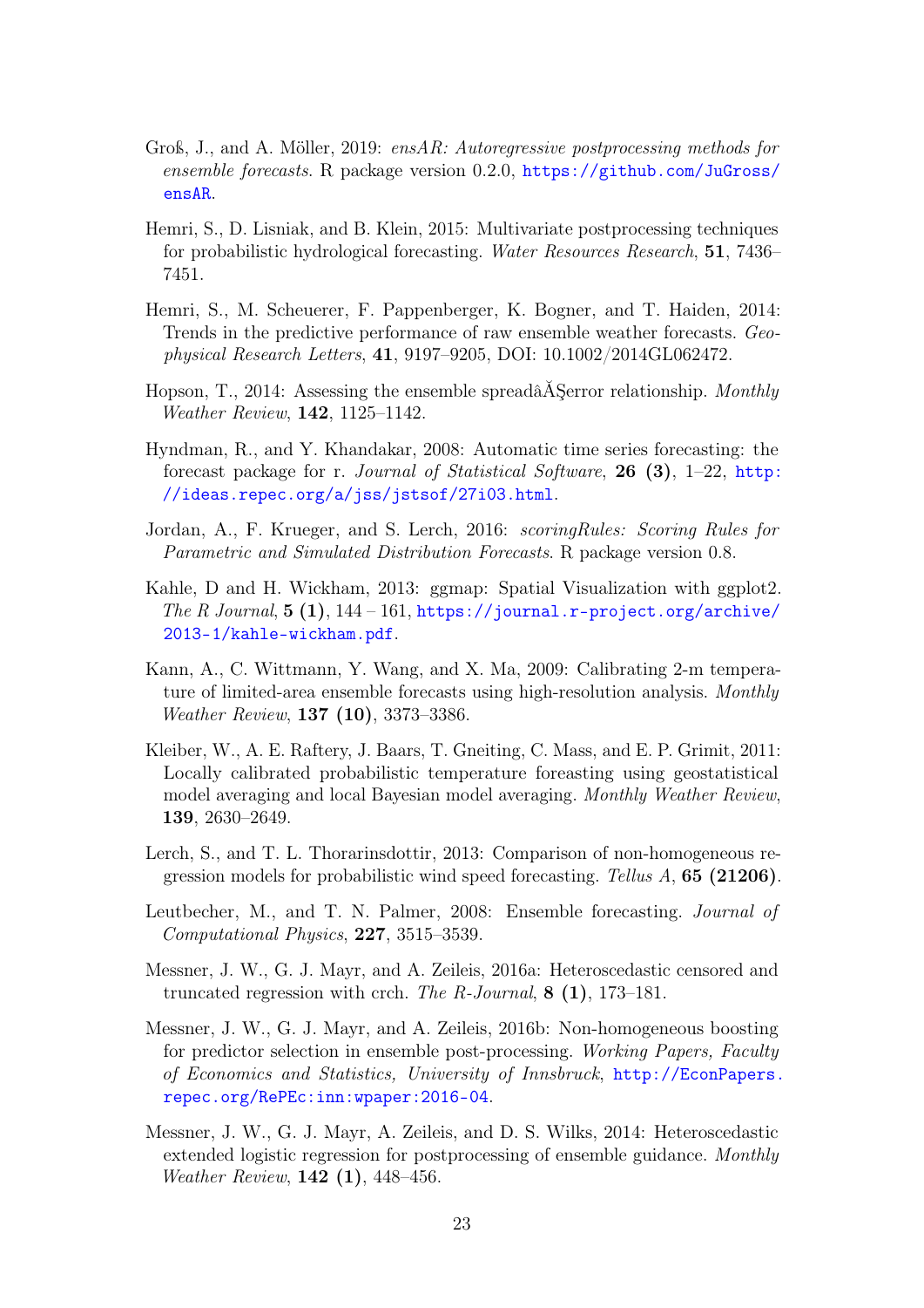Groß, J., and A. Möller, 2019: *ensAR: Autoregressive postprocessing methods for ensemble forecasts*. R package version 0.2.0, https://github.com/JuGross/ensAR.

Hemri, S., D. Lisniak, and B. Klein, 2015: Multivariate postprocessing techniques for probabilistic hydrological forecasting. *Water Resources Research*, **51**, 7436–7451.

Hemri, S., M. Scheuerer, F. Pappenberger, K. Bogner, and T. Haiden, 2014: Trends in the predictive performance of raw ensemble weather forecasts. *Geophysical Research Letters*, **41**, 9197–9205, DOI: 10.1002/2014GL062472.

Hopson, T., 2014: Assessing the ensemble spreadâĂŞerror relationship. *Monthly Weather Review*, **142**, 1125–1142.

Hyndman, R., and Y. Khandakar, 2008: Automatic time series forecasting: the forecast package for r. *Journal of Statistical Software*, **26 (3)**, 1–22, http://ideas.repec.org/a/jss/jstsof/27i03.html.

Jordan, A., F. Krueger, and S. Lerch, 2016: *scoringRules: Scoring Rules for Parametric and Simulated Distribution Forecasts*. R package version 0.8.

Kahle, D and H. Wickham, 2013: ggmap: Spatial Visualization with ggplot2. *The R Journal*, **5 (1)**, 144 – 161, https://journal.r-project.org/archive/2013-1/kahle-wickham.pdf.

Kann, A., C. Wittmann, Y. Wang, and X. Ma, 2009: Calibrating 2-m temperature of limited-area ensemble forecasts using high-resolution analysis. *Monthly Weather Review*, **137 (10)**, 3373–3386.

Kleiber, W., A. E. Raftery, J. Baars, T. Gneiting, C. Mass, and E. P. Grimit, 2011: Locally calibrated probabilistic temperature foreasting using geostatistical model averaging and local Bayesian model averaging. *Monthly Weather Review*, **139**, 2630–2649.

Lerch, S., and T. L. Thorarinsdottir, 2013: Comparison of non-homogeneous regression models for probabilistic wind speed forecasting. *Tellus A*, **65 (21206)**.

Leutbecher, M., and T. N. Palmer, 2008: Ensemble forecasting. *Journal of Computational Physics*, **227**, 3515–3539.

Messner, J. W., G. J. Mayr, and A. Zeileis, 2016a: Heteroscedastic censored and truncated regression with crch. *The R-Journal*, **8 (1)**, 173–181.

Messner, J. W., G. J. Mayr, and A. Zeileis, 2016b: Non-homogeneous boosting for predictor selection in ensemble post-processing. *Working Papers, Faculty of Economics and Statistics, University of Innsbruck*, http://EconPapers.repec.org/RePEc:inn:wpaper:2016-04.

Messner, J. W., G. J. Mayr, A. Zeileis, and D. S. Wilks, 2014: Heteroscedastic extended logistic regression for postprocessing of ensemble guidance. *Monthly Weather Review*, **142 (1)**, 448–456.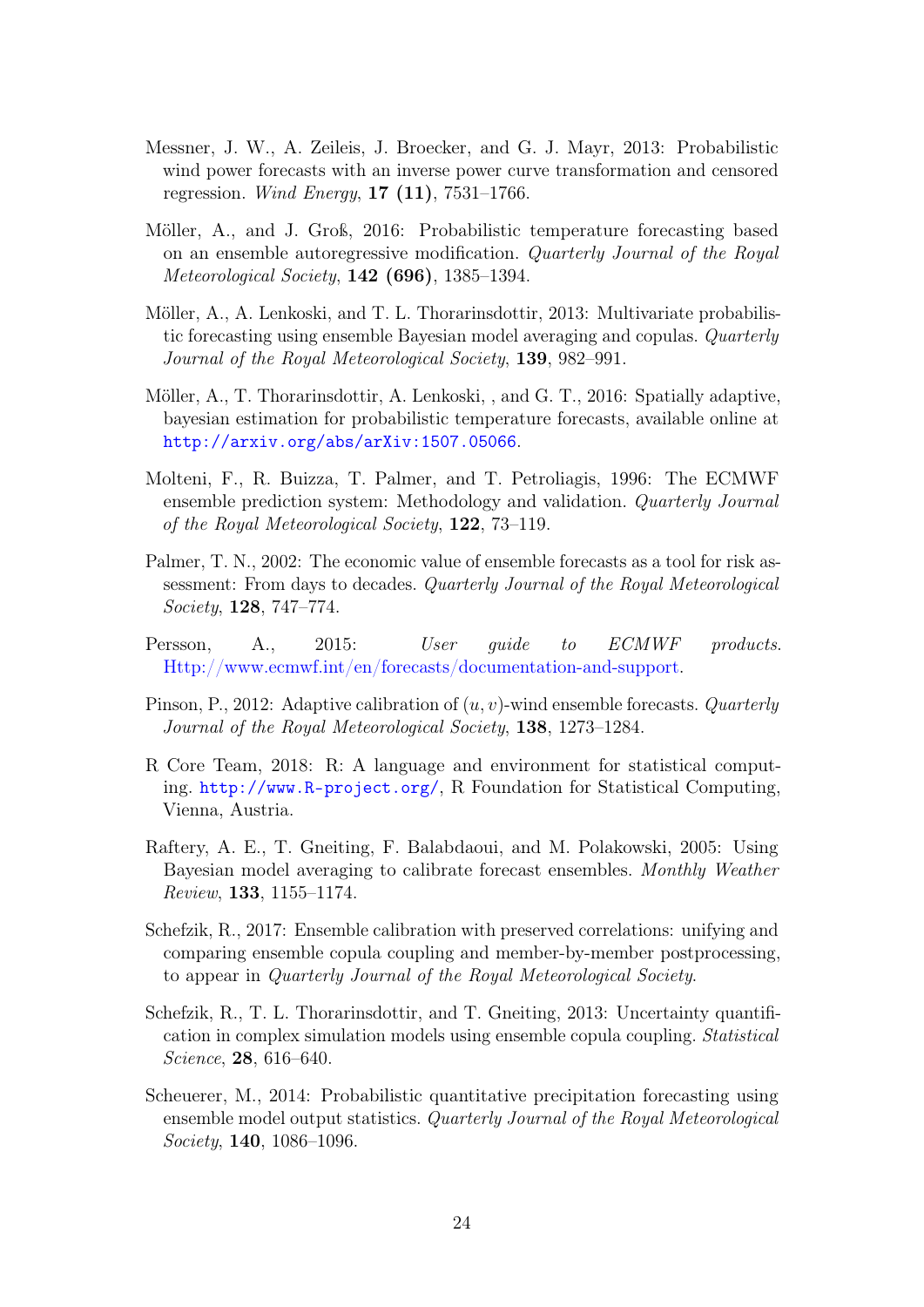Messner, J. W., A. Zeileis, J. Broecker, and G. J. Mayr, 2013: Probabilistic wind power forecasts with an inverse power curve transformation and censored regression. *Wind Energy*, **17 (11)**, 7531–1766.

Möller, A., and J. Groß, 2016: Probabilistic temperature forecasting based on an ensemble autoregressive modification. *Quarterly Journal of the Royal Meteorological Society*, **142 (696)**, 1385–1394.

Möller, A., A. Lenkoski, and T. L. Thorarinsdottir, 2013: Multivariate probabilistic forecasting using ensemble Bayesian model averaging and copulas. *Quarterly Journal of the Royal Meteorological Society*, **139**, 982–991.

Möller, A., T. Thorarinsdottir, A. Lenkoski, , and G. T., 2016: Spatially adaptive, bayesian estimation for probabilistic temperature forecasts, available online at http://arxiv.org/abs/arXiv:1507.05066.

Molteni, F., R. Buizza, T. Palmer, and T. Petroliagis, 1996: The ECMWF ensemble prediction system: Methodology and validation. *Quarterly Journal of the Royal Meteorological Society*, **122**, 73–119.

Palmer, T. N., 2002: The economic value of ensemble forecasts as a tool for risk assessment: From days to decades. *Quarterly Journal of the Royal Meteorological Society*, **128**, 747–774.

Persson, A., 2015: *User guide to ECMWF products*. Http://www.ecmwf.int/en/forecasts/documentation-and-support.

Pinson, P., 2012: Adaptive calibration of $(u, v)$-wind ensemble forecasts. *Quarterly Journal of the Royal Meteorological Society*, **138**, 1273–1284.

R Core Team, 2018: R: A language and environment for statistical computing. http://www.R-project.org/, R Foundation for Statistical Computing, Vienna, Austria.

Raftery, A. E., T. Gneiting, F. Balabdaoui, and M. Polakowski, 2005: Using Bayesian model averaging to calibrate forecast ensembles. *Monthly Weather Review*, **133**, 1155–1174.

Schefzik, R., 2017: Ensemble calibration with preserved correlations: unifying and comparing ensemble copula coupling and member-by-member postprocessing, to appear in *Quarterly Journal of the Royal Meteorological Society*.

Schefzik, R., T. L. Thorarinsdottir, and T. Gneiting, 2013: Uncertainty quantification in complex simulation models using ensemble copula coupling. *Statistical Science*, **28**, 616–640.

Scheuerer, M., 2014: Probabilistic quantitative precipitation forecasting using ensemble model output statistics. *Quarterly Journal of the Royal Meteorological Society*, **140**, 1086–1096.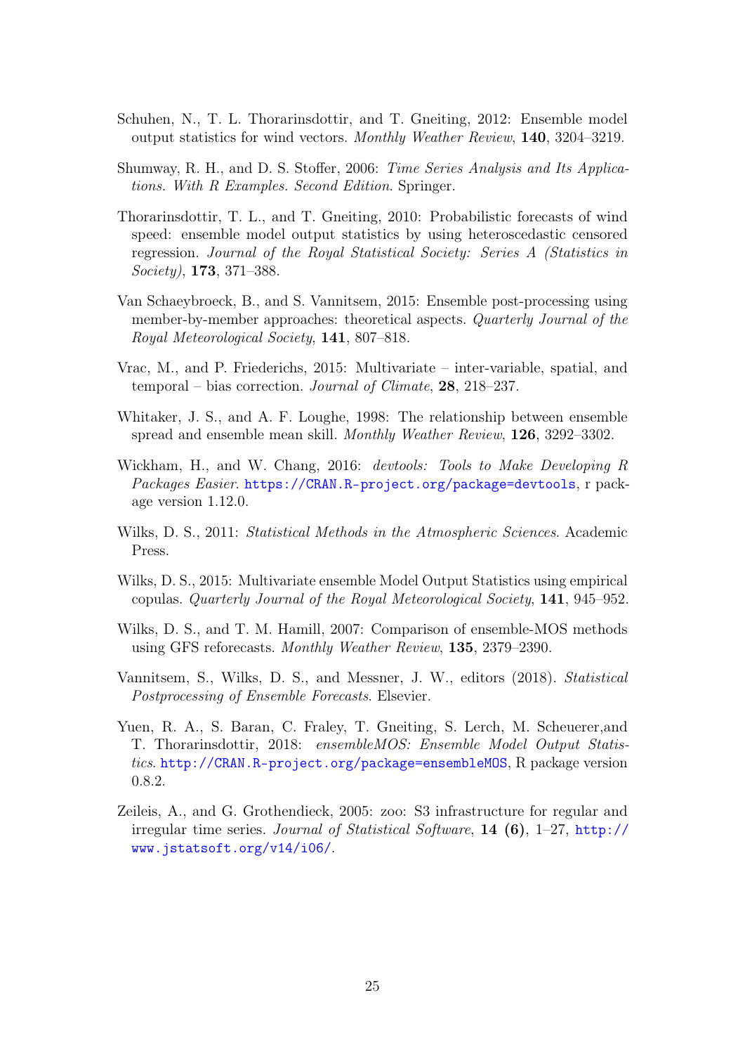Schuhen, N., T. L. Thorarinsdottir, and T. Gneiting, 2012: Ensemble model output statistics for wind vectors. *Monthly Weather Review*, **140**, 3204–3219.

Shumway, R. H., and D. S. Stoffer, 2006: *Time Series Analysis and Its Applications. With R Examples. Second Edition*. Springer.

Thorarinsdottir, T. L., and T. Gneiting, 2010: Probabilistic forecasts of wind speed: ensemble model output statistics by using heteroscedastic censored regression. *Journal of the Royal Statistical Society: Series A (Statistics in Society)*, **173**, 371–388.

Van Schaeybroeck, B., and S. Vannitsem, 2015: Ensemble post-processing using member-by-member approaches: theoretical aspects. *Quarterly Journal of the Royal Meteorological Society*, **141**, 807–818.

Vrac, M., and P. Friederichs, 2015: Multivariate – inter-variable, spatial, and temporal – bias correction. *Journal of Climate*, **28**, 218–237.

Whitaker, J. S., and A. F. Loughe, 1998: The relationship between ensemble spread and ensemble mean skill. *Monthly Weather Review*, **126**, 3292–3302.

Wickham, H., and W. Chang, 2016: *devtools: Tools to Make Developing R Packages Easier*. https://CRAN.R-project.org/package=devtools, r package version 1.12.0.

Wilks, D. S., 2011: *Statistical Methods in the Atmospheric Sciences*. Academic Press.

Wilks, D. S., 2015: Multivariate ensemble Model Output Statistics using empirical copulas. *Quarterly Journal of the Royal Meteorological Society*, **141**, 945–952.

Wilks, D. S., and T. M. Hamill, 2007: Comparison of ensemble-MOS methods using GFS reforecasts. *Monthly Weather Review*, **135**, 2379–2390.

Vannitsem, S., Wilks, D. S., and Messner, J. W., editors (2018). *Statistical Postprocessing of Ensemble Forecasts*. Elsevier.

Yuen, R. A., S. Baran, C. Fraley, T. Gneiting, S. Lerch, M. Scheuerer,and T. Thorarinsdottir, 2018: *ensembleMOS: Ensemble Model Output Statistics*. http://CRAN.R-project.org/package=ensembleMOS, R package version 0.8.2.

Zeileis, A., and G. Grothendieck, 2005: zoo: S3 infrastructure for regular and irregular time series. *Journal of Statistical Software*, **14 (6)**, 1–27, http://www.jstatsoft.org/v14/i06/.